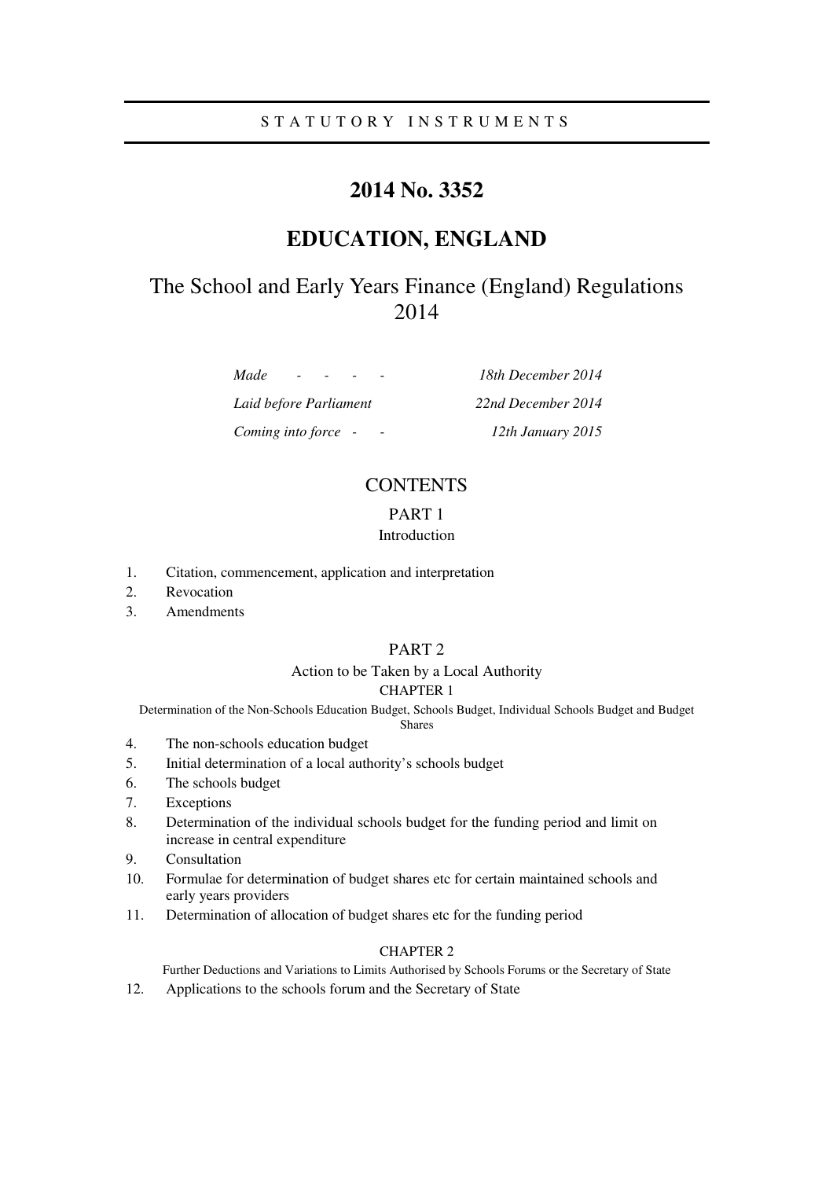STATUTORY INSTRUMENTS

# 2014 No. 3352

# EDUCATION, ENGLAND

## The School and Early Years Finance (England) Regulations 2014

| | |
|---|---|
| *Made - - - -* | *18th December 2014* |
| *Laid before Parliament* | *22nd December 2014* |
| *Coming into force - -* | *12th January 2015* |

### CONTENTS

PART 1

Introduction

1. Citation, commencement, application and interpretation
2. Revocation
3. Amendments

PART 2

Action to be Taken by a Local Authority

CHAPTER 1

Determination of the Non-Schools Education Budget, Schools Budget, Individual Schools Budget and Budget Shares

4. The non-schools education budget
5. Initial determination of a local authority's schools budget
6. The schools budget
7. Exceptions
8. Determination of the individual schools budget for the funding period and limit on increase in central expenditure
9. Consultation
10. Formulae for determination of budget shares etc for certain maintained schools and early years providers
11. Determination of allocation of budget shares etc for the funding period

CHAPTER 2

Further Deductions and Variations to Limits Authorised by Schools Forums or the Secretary of State

12. Applications to the schools forum and the Secretary of State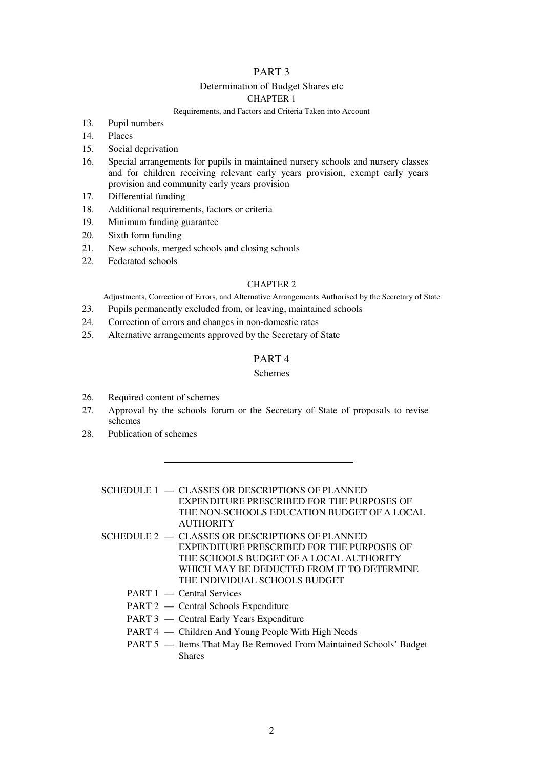## PART 3

### Determination of Budget Shares etc

#### CHAPTER 1

Requirements, and Factors and Criteria Taken into Account

13. Pupil numbers
14. Places
15. Social deprivation
16. Special arrangements for pupils in maintained nursery schools and nursery classes and for children receiving relevant early years provision, exempt early years provision and community early years provision
17. Differential funding
18. Additional requirements, factors or criteria
19. Minimum funding guarantee
20. Sixth form funding
21. New schools, merged schools and closing schools
22. Federated schools

#### CHAPTER 2

Adjustments, Correction of Errors, and Alternative Arrangements Authorised by the Secretary of State

23. Pupils permanently excluded from, or leaving, maintained schools
24. Correction of errors and changes in non-domestic rates
25. Alternative arrangements approved by the Secretary of State

## PART 4

### Schemes

26. Required content of schemes
27. Approval by the schools forum or the Secretary of State of proposals to revise schemes
28. Publication of schemes

---

SCHEDULE 1 — CLASSES OR DESCRIPTIONS OF PLANNED EXPENDITURE PRESCRIBED FOR THE PURPOSES OF THE NON-SCHOOLS EDUCATION BUDGET OF A LOCAL AUTHORITY

SCHEDULE 2 — CLASSES OR DESCRIPTIONS OF PLANNED EXPENDITURE PRESCRIBED FOR THE PURPOSES OF THE SCHOOLS BUDGET OF A LOCAL AUTHORITY WHICH MAY BE DEDUCTED FROM IT TO DETERMINE THE INDIVIDUAL SCHOOLS BUDGET

- PART 1 — Central Services
- PART 2 — Central Schools Expenditure
- PART 3 — Central Early Years Expenditure
- PART 4 — Children And Young People With High Needs
- PART 5 — Items That May Be Removed From Maintained Schools' Budget Shares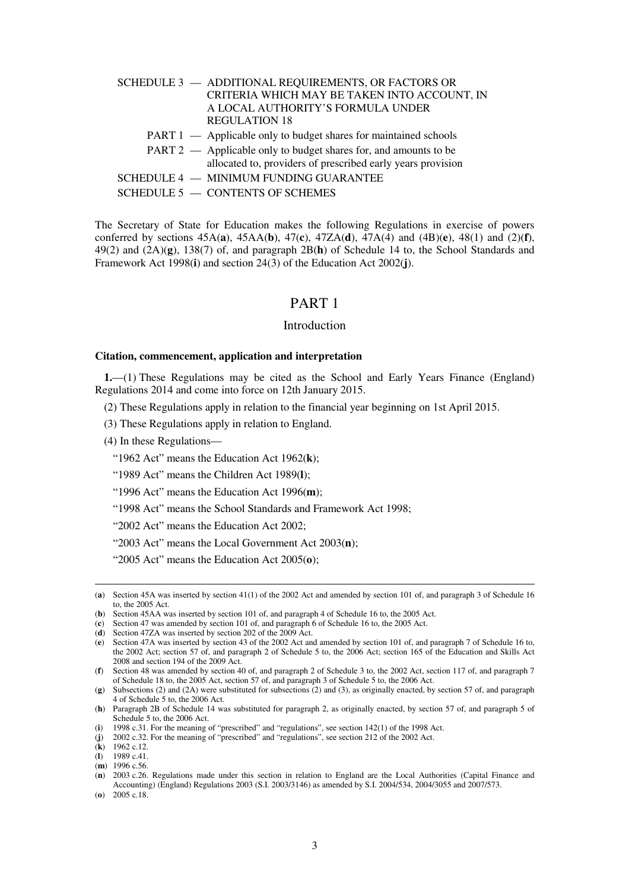SCHEDULE 3 — ADDITIONAL REQUIREMENTS, OR FACTORS OR CRITERIA WHICH MAY BE TAKEN INTO ACCOUNT, IN A LOCAL AUTHORITY'S FORMULA UNDER REGULATION 18

PART 1 — Applicable only to budget shares for maintained schools

PART 2 — Applicable only to budget shares for, and amounts to be allocated to, providers of prescribed early years provision

SCHEDULE 4 — MINIMUM FUNDING GUARANTEE

SCHEDULE 5 — CONTENTS OF SCHEMES

The Secretary of State for Education makes the following Regulations in exercise of powers conferred by sections 45A(**a**), 45AA(**b**), 47(**c**), 47ZA(**d**), 47A(4) and (4B)(**e**), 48(1) and (2)(**f**), 49(2) and (2A)(**g**), 138(7) of, and paragraph 2B(**h**) of Schedule 14 to, the School Standards and Framework Act 1998(**i**) and section 24(3) of the Education Act 2002(**j**).

# PART 1

## Introduction

### Citation, commencement, application and interpretation

**1.**—(1) These Regulations may be cited as the School and Early Years Finance (England) Regulations 2014 and come into force on 12th January 2015.

(2) These Regulations apply in relation to the financial year beginning on 1st April 2015.

(3) These Regulations apply in relation to England.

(4) In these Regulations—

"1962 Act" means the Education Act 1962(**k**);

"1989 Act" means the Children Act 1989(**l**);

"1996 Act" means the Education Act 1996(**m**);

"1998 Act" means the School Standards and Framework Act 1998;

"2002 Act" means the Education Act 2002;

"2003 Act" means the Local Government Act 2003(**n**);

"2005 Act" means the Education Act 2005(**o**);

---

(**a**) Section 45A was inserted by section 41(1) of the 2002 Act and amended by section 101 of, and paragraph 3 of Schedule 16 to, the 2005 Act.

(**b**) Section 45AA was inserted by section 101 of, and paragraph 4 of Schedule 16 to, the 2005 Act.

(**c**) Section 47 was amended by section 101 of, and paragraph 6 of Schedule 16 to, the 2005 Act.

(**d**) Section 47ZA was inserted by section 202 of the 2009 Act.

(**e**) Section 47A was inserted by section 43 of the 2002 Act and amended by section 101 of, and paragraph 7 of Schedule 16 to, the 2002 Act; section 57 of, and paragraph 2 of Schedule 5 to, the 2006 Act; section 165 of the Education and Skills Act 2008 and section 194 of the 2009 Act.

(**f**) Section 48 was amended by section 40 of, and paragraph 2 of Schedule 3 to, the 2002 Act, section 117 of, and paragraph 7 of Schedule 18 to, the 2005 Act, section 57 of, and paragraph 3 of Schedule 5 to, the 2006 Act.

(**g**) Subsections (2) and (2A) were substituted for subsections (2) and (3), as originally enacted, by section 57 of, and paragraph 4 of Schedule 5 to, the 2006 Act.

(**h**) Paragraph 2B of Schedule 14 was substituted for paragraph 2, as originally enacted, by section 57 of, and paragraph 5 of Schedule 5 to, the 2006 Act.

(**i**) 1998 c.31. For the meaning of "prescribed" and "regulations", see section 142(1) of the 1998 Act.

(**j**) 2002 c.32. For the meaning of "prescribed" and "regulations", see section 212 of the 2002 Act.

(**k**) 1962 c.12.

(**l**) 1989 c.41.

(**m**) 1996 c.56.

(**n**) 2003 c.26. Regulations made under this section in relation to England are the Local Authorities (Capital Finance and Accounting) (England) Regulations 2003 (S.I. 2003/3146) as amended by S.I. 2004/534, 2004/3055 and 2007/573.

(**o**) 2005 c.18.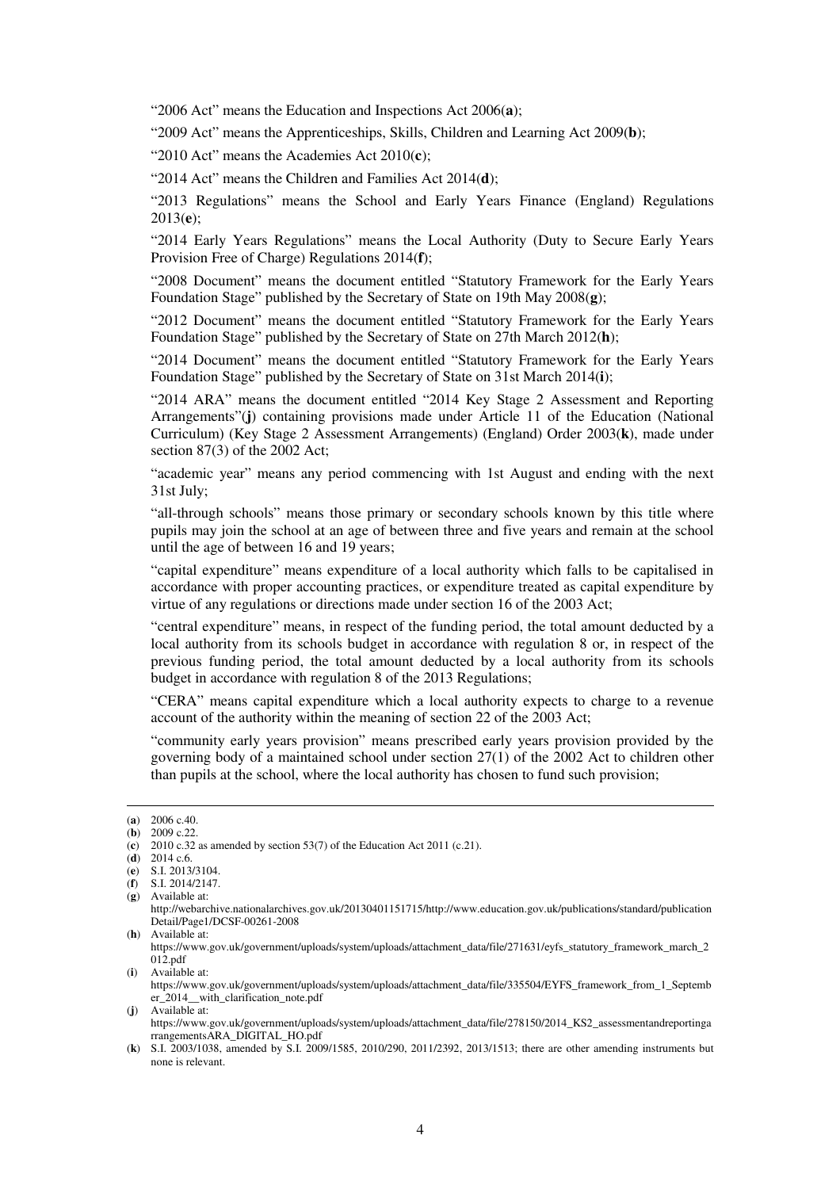"2006 Act" means the Education and Inspections Act 2006(**a**);

"2009 Act" means the Apprenticeships, Skills, Children and Learning Act 2009(**b**);

"2010 Act" means the Academies Act 2010(**c**);

"2014 Act" means the Children and Families Act 2014(**d**);

"2013 Regulations" means the School and Early Years Finance (England) Regulations 2013(**e**);

"2014 Early Years Regulations" means the Local Authority (Duty to Secure Early Years Provision Free of Charge) Regulations 2014(**f**);

"2008 Document" means the document entitled "Statutory Framework for the Early Years Foundation Stage" published by the Secretary of State on 19th May 2008(**g**);

"2012 Document" means the document entitled "Statutory Framework for the Early Years Foundation Stage" published by the Secretary of State on 27th March 2012(**h**);

"2014 Document" means the document entitled "Statutory Framework for the Early Years Foundation Stage" published by the Secretary of State on 31st March 2014(**i**);

"2014 ARA" means the document entitled "2014 Key Stage 2 Assessment and Reporting Arrangements"(**j**) containing provisions made under Article 11 of the Education (National Curriculum) (Key Stage 2 Assessment Arrangements) (England) Order 2003(**k**), made under section 87(3) of the 2002 Act;

"academic year" means any period commencing with 1st August and ending with the next 31st July;

"all-through schools" means those primary or secondary schools known by this title where pupils may join the school at an age of between three and five years and remain at the school until the age of between 16 and 19 years;

"capital expenditure" means expenditure of a local authority which falls to be capitalised in accordance with proper accounting practices, or expenditure treated as capital expenditure by virtue of any regulations or directions made under section 16 of the 2003 Act;

"central expenditure" means, in respect of the funding period, the total amount deducted by a local authority from its schools budget in accordance with regulation 8 or, in respect of the previous funding period, the total amount deducted by a local authority from its schools budget in accordance with regulation 8 of the 2013 Regulations;

"CERA" means capital expenditure which a local authority expects to charge to a revenue account of the authority within the meaning of section 22 of the 2003 Act;

"community early years provision" means prescribed early years provision provided by the governing body of a maintained school under section 27(1) of the 2002 Act to children other than pupils at the school, where the local authority has chosen to fund such provision;

---

(**a**) 2006 c.40.
(**b**) 2009 c.22.
(**c**) 2010 c.32 as amended by section 53(7) of the Education Act 2011 (c.21).
(**d**) 2014 c.6.
(**e**) S.I. 2013/3104.
(**f**) S.I. 2014/2147.
(**g**) Available at: http://webarchive.nationalarchives.gov.uk/20130401151715/http://www.education.gov.uk/publications/standard/publicationDetail/Page1/DCSF-00261-2008
(**h**) Available at: https://www.gov.uk/government/uploads/system/uploads/attachment_data/file/271631/eyfs_statutory_framework_march_2012.pdf
(**i**) Available at: https://www.gov.uk/government/uploads/system/uploads/attachment_data/file/335504/EYFS_framework_from_1_September_2014__with_clarification_note.pdf
(**j**) Available at: https://www.gov.uk/government/uploads/system/uploads/attachment_data/file/278150/2014_KS2_assessmentandreportingarrangementsARA_DIGITAL_HO.pdf
(**k**) S.I. 2003/1038, amended by S.I. 2009/1585, 2010/290, 2011/2392, 2013/1513; there are other amending instruments but none is relevant.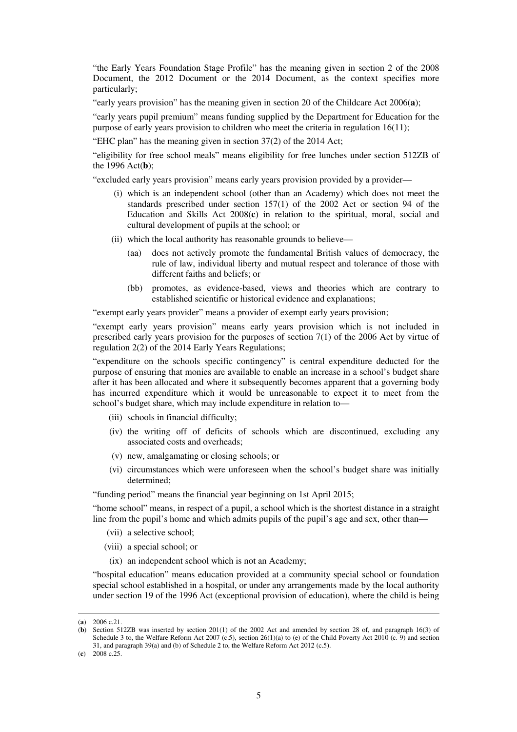"the Early Years Foundation Stage Profile" has the meaning given in section 2 of the 2008 Document, the 2012 Document or the 2014 Document, as the context specifies more particularly;

"early years provision" has the meaning given in section 20 of the Childcare Act 2006(**a**);

"early years pupil premium" means funding supplied by the Department for Education for the purpose of early years provision to children who meet the criteria in regulation 16(11);

"EHC plan" has the meaning given in section 37(2) of the 2014 Act;

"eligibility for free school meals" means eligibility for free lunches under section 512ZB of the 1996 Act(**b**);

"excluded early years provision" means early years provision provided by a provider—

- (i) which is an independent school (other than an Academy) which does not meet the standards prescribed under section 157(1) of the 2002 Act or section 94 of the Education and Skills Act 2008(**c**) in relation to the spiritual, moral, social and cultural development of pupils at the school; or
- (ii) which the local authority has reasonable grounds to believe—
  - (aa) does not actively promote the fundamental British values of democracy, the rule of law, individual liberty and mutual respect and tolerance of those with different faiths and beliefs; or
  - (bb) promotes, as evidence-based, views and theories which are contrary to established scientific or historical evidence and explanations;

"exempt early years provider" means a provider of exempt early years provision;

"exempt early years provision" means early years provision which is not included in prescribed early years provision for the purposes of section 7(1) of the 2006 Act by virtue of regulation 2(2) of the 2014 Early Years Regulations;

"expenditure on the schools specific contingency" is central expenditure deducted for the purpose of ensuring that monies are available to enable an increase in a school's budget share after it has been allocated and where it subsequently becomes apparent that a governing body has incurred expenditure which it would be unreasonable to expect it to meet from the school's budget share, which may include expenditure in relation to—

- (iii) schools in financial difficulty;
- (iv) the writing off of deficits of schools which are discontinued, excluding any associated costs and overheads;
- (v) new, amalgamating or closing schools; or
- (vi) circumstances which were unforeseen when the school's budget share was initially determined;

"funding period" means the financial year beginning on 1st April 2015;

"home school" means, in respect of a pupil, a school which is the shortest distance in a straight line from the pupil's home and which admits pupils of the pupil's age and sex, other than—

- (vii) a selective school;
- (viii) a special school; or
- (ix) an independent school which is not an Academy;

"hospital education" means education provided at a community special school or foundation special school established in a hospital, or under any arrangements made by the local authority under section 19 of the 1996 Act (exceptional provision of education), where the child is being

---

(**a**) 2006 c.21.

(**b**) Section 512ZB was inserted by section 201(1) of the 2002 Act and amended by section 28 of, and paragraph 16(3) of Schedule 3 to, the Welfare Reform Act 2007 (c.5), section 26(1)(a) to (e) of the Child Poverty Act 2010 (c. 9) and section 31, and paragraph 39(a) and (b) of Schedule 2 to, the Welfare Reform Act 2012 (c.5).

(**c**) 2008 c.25.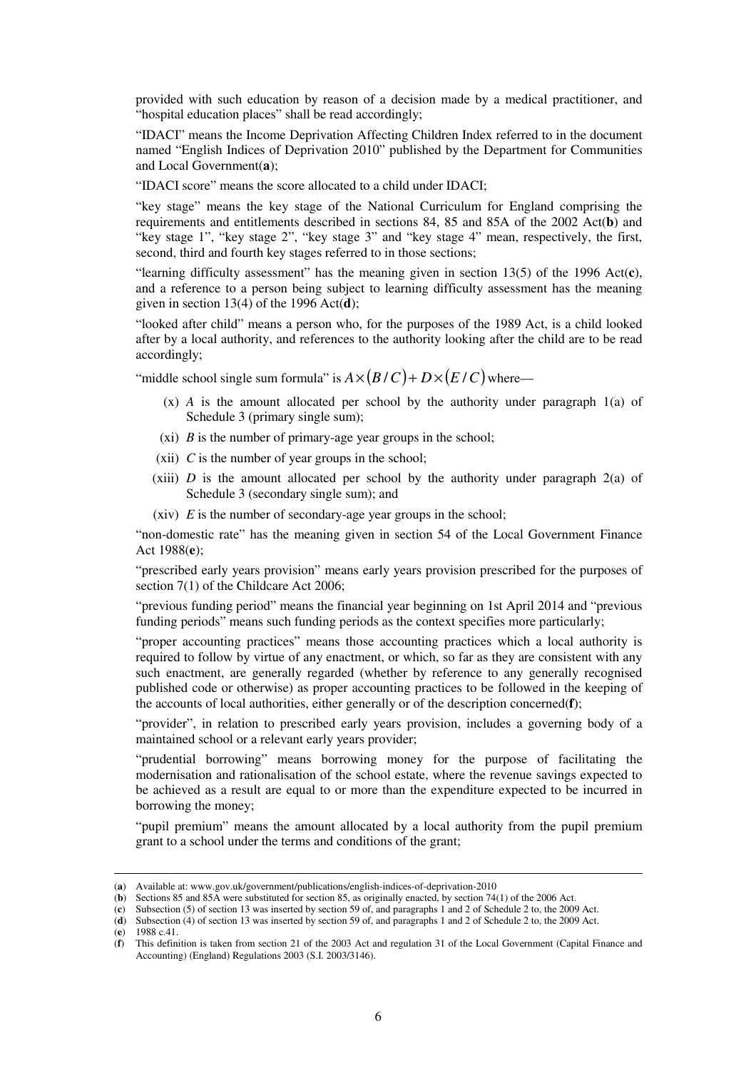provided with such education by reason of a decision made by a medical practitioner, and "hospital education places" shall be read accordingly;

"IDACI" means the Income Deprivation Affecting Children Index referred to in the document named "English Indices of Deprivation 2010" published by the Department for Communities and Local Government(**a**);

"IDACI score" means the score allocated to a child under IDACI;

"key stage" means the key stage of the National Curriculum for England comprising the requirements and entitlements described in sections 84, 85 and 85A of the 2002 Act(**b**) and "key stage 1", "key stage 2", "key stage 3" and "key stage 4" mean, respectively, the first, second, third and fourth key stages referred to in those sections;

"learning difficulty assessment" has the meaning given in section 13(5) of the 1996 Act(**c**), and a reference to a person being subject to learning difficulty assessment has the meaning given in section 13(4) of the 1996 Act(**d**);

"looked after child" means a person who, for the purposes of the 1989 Act, is a child looked after by a local authority, and references to the authority looking after the child are to be read accordingly;

"middle school single sum formula" is $A \times (B/C) + D \times (E/C)$ where—

- (x) $A$ is the amount allocated per school by the authority under paragraph 1(a) of Schedule 3 (primary single sum);
- (xi) $B$ is the number of primary-age year groups in the school;
- (xii) $C$ is the number of year groups in the school;
- (xiii) $D$ is the amount allocated per school by the authority under paragraph 2(a) of Schedule 3 (secondary single sum); and
- (xiv) $E$ is the number of secondary-age year groups in the school;

"non-domestic rate" has the meaning given in section 54 of the Local Government Finance Act 1988(**e**);

"prescribed early years provision" means early years provision prescribed for the purposes of section 7(1) of the Childcare Act 2006;

"previous funding period" means the financial year beginning on 1st April 2014 and "previous funding periods" means such funding periods as the context specifies more particularly;

"proper accounting practices" means those accounting practices which a local authority is required to follow by virtue of any enactment, or which, so far as they are consistent with any such enactment, are generally regarded (whether by reference to any generally recognised published code or otherwise) as proper accounting practices to be followed in the keeping of the accounts of local authorities, either generally or of the description concerned(**f**);

"provider", in relation to prescribed early years provision, includes a governing body of a maintained school or a relevant early years provider;

"prudential borrowing" means borrowing money for the purpose of facilitating the modernisation and rationalisation of the school estate, where the revenue savings expected to be achieved as a result are equal to or more than the expenditure expected to be incurred in borrowing the money;

"pupil premium" means the amount allocated by a local authority from the pupil premium grant to a school under the terms and conditions of the grant;

---

(**a**) Available at: www.gov.uk/government/publications/english-indices-of-deprivation-2010

(**b**) Sections 85 and 85A were substituted for section 85, as originally enacted, by section 74(1) of the 2006 Act.

(**c**) Subsection (5) of section 13 was inserted by section 59 of, and paragraphs 1 and 2 of Schedule 2 to, the 2009 Act.

(**d**) Subsection (4) of section 13 was inserted by section 59 of, and paragraphs 1 and 2 of Schedule 2 to, the 2009 Act.

(**e**) 1988 c.41.

(**f**) This definition is taken from section 21 of the 2003 Act and regulation 31 of the Local Government (Capital Finance and Accounting) (England) Regulations 2003 (S.I. 2003/3146).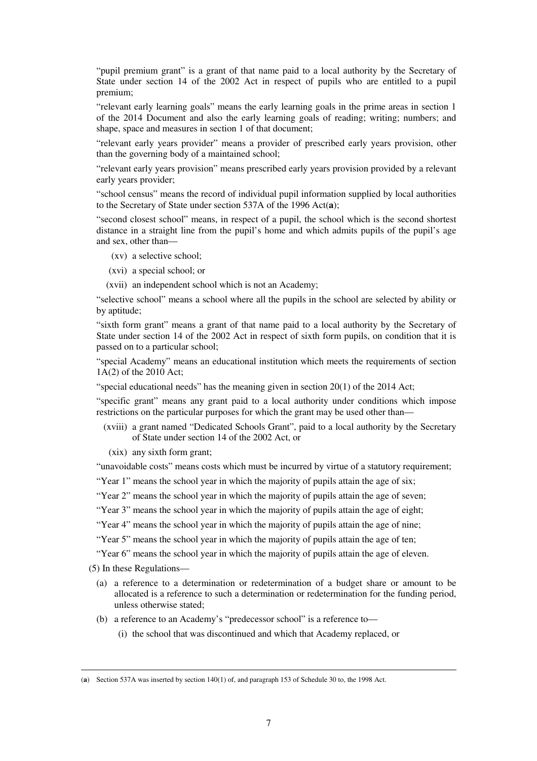"pupil premium grant" is a grant of that name paid to a local authority by the Secretary of State under section 14 of the 2002 Act in respect of pupils who are entitled to a pupil premium;

"relevant early learning goals" means the early learning goals in the prime areas in section 1 of the 2014 Document and also the early learning goals of reading; writing; numbers; and shape, space and measures in section 1 of that document;

"relevant early years provider" means a provider of prescribed early years provision, other than the governing body of a maintained school;

"relevant early years provision" means prescribed early years provision provided by a relevant early years provider;

"school census" means the record of individual pupil information supplied by local authorities to the Secretary of State under section 537A of the 1996 Act(**a**);

"second closest school" means, in respect of a pupil, the school which is the second shortest distance in a straight line from the pupil's home and which admits pupils of the pupil's age and sex, other than—

- (xv) a selective school;
- (xvi) a special school; or
- (xvii) an independent school which is not an Academy;

"selective school" means a school where all the pupils in the school are selected by ability or by aptitude;

"sixth form grant" means a grant of that name paid to a local authority by the Secretary of State under section 14 of the 2002 Act in respect of sixth form pupils, on condition that it is passed on to a particular school;

"special Academy" means an educational institution which meets the requirements of section 1A(2) of the 2010 Act;

"special educational needs" has the meaning given in section 20(1) of the 2014 Act;

"specific grant" means any grant paid to a local authority under conditions which impose restrictions on the particular purposes for which the grant may be used other than—

- (xviii) a grant named "Dedicated Schools Grant", paid to a local authority by the Secretary of State under section 14 of the 2002 Act, or
- (xix) any sixth form grant;

"unavoidable costs" means costs which must be incurred by virtue of a statutory requirement;

"Year 1" means the school year in which the majority of pupils attain the age of six;

"Year 2" means the school year in which the majority of pupils attain the age of seven;

"Year 3" means the school year in which the majority of pupils attain the age of eight;

"Year 4" means the school year in which the majority of pupils attain the age of nine;

"Year 5" means the school year in which the majority of pupils attain the age of ten;

"Year 6" means the school year in which the majority of pupils attain the age of eleven.

(5) In these Regulations—

- (a) a reference to a determination or redetermination of a budget share or amount to be allocated is a reference to such a determination or redetermination for the funding period, unless otherwise stated;
- (b) a reference to an Academy's "predecessor school" is a reference to—
  - (i) the school that was discontinued and which that Academy replaced, or

---

(**a**) Section 537A was inserted by section 140(1) of, and paragraph 153 of Schedule 30 to, the 1998 Act.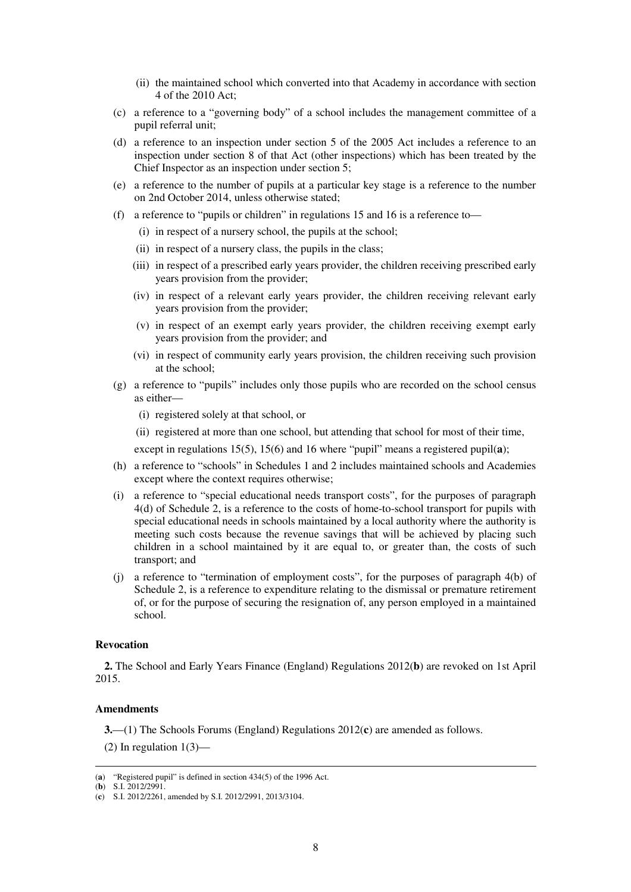(ii) the maintained school which converted into that Academy in accordance with section 4 of the 2010 Act;

(c) a reference to a "governing body" of a school includes the management committee of a pupil referral unit;

(d) a reference to an inspection under section 5 of the 2005 Act includes a reference to an inspection under section 8 of that Act (other inspections) which has been treated by the Chief Inspector as an inspection under section 5;

(e) a reference to the number of pupils at a particular key stage is a reference to the number on 2nd October 2014, unless otherwise stated;

(f) a reference to "pupils or children" in regulations 15 and 16 is a reference to—

(i) in respect of a nursery school, the pupils at the school;

(ii) in respect of a nursery class, the pupils in the class;

(iii) in respect of a prescribed early years provider, the children receiving prescribed early years provision from the provider;

(iv) in respect of a relevant early years provider, the children receiving relevant early years provision from the provider;

(v) in respect of an exempt early years provider, the children receiving exempt early years provision from the provider; and

(vi) in respect of community early years provision, the children receiving such provision at the school;

(g) a reference to "pupils" includes only those pupils who are recorded on the school census as either—

(i) registered solely at that school, or

(ii) registered at more than one school, but attending that school for most of their time,

except in regulations 15(5), 15(6) and 16 where "pupil" means a registered pupil(**a**);

(h) a reference to "schools" in Schedules 1 and 2 includes maintained schools and Academies except where the context requires otherwise;

(i) a reference to "special educational needs transport costs", for the purposes of paragraph 4(d) of Schedule 2, is a reference to the costs of home-to-school transport for pupils with special educational needs in schools maintained by a local authority where the authority is meeting such costs because the revenue savings that will be achieved by placing such children in a school maintained by it are equal to, or greater than, the costs of such transport; and

(j) a reference to "termination of employment costs", for the purposes of paragraph 4(b) of Schedule 2, is a reference to expenditure relating to the dismissal or premature retirement of, or for the purpose of securing the resignation of, any person employed in a maintained school.

**Revocation**

**2.** The School and Early Years Finance (England) Regulations 2012(**b**) are revoked on 1st April 2015.

**Amendments**

**3.**—(1) The Schools Forums (England) Regulations 2012(**c**) are amended as follows.

(2) In regulation 1(3)—

---

(**a**) "Registered pupil" is defined in section 434(5) of the 1996 Act.
(**b**) S.I. 2012/2991.
(**c**) S.I. 2012/2261, amended by S.I. 2012/2991, 2013/3104.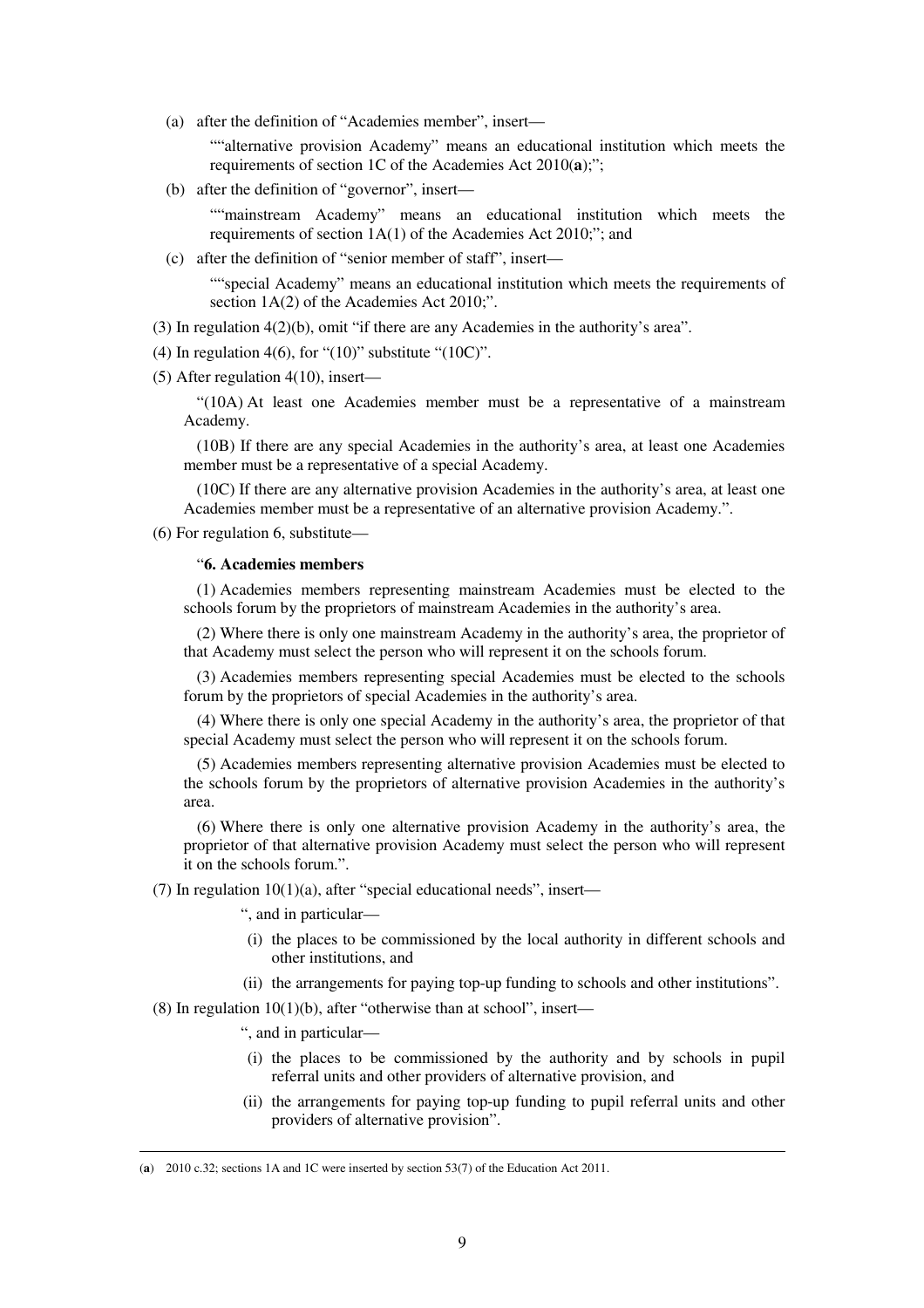(a) after the definition of "Academies member", insert—

""alternative provision Academy" means an educational institution which meets the requirements of section 1C of the Academies Act 2010(**a**);";

(b) after the definition of "governor", insert—

""mainstream Academy" means an educational institution which meets the requirements of section 1A(1) of the Academies Act 2010;"; and

(c) after the definition of "senior member of staff", insert—

""special Academy" means an educational institution which meets the requirements of section 1A(2) of the Academies Act 2010;".

(3) In regulation 4(2)(b), omit "if there are any Academies in the authority's area".

(4) In regulation 4(6), for "(10)" substitute "(10C)".

(5) After regulation 4(10), insert—

"(10A) At least one Academies member must be a representative of a mainstream Academy.

(10B) If there are any special Academies in the authority's area, at least one Academies member must be a representative of a special Academy.

(10C) If there are any alternative provision Academies in the authority's area, at least one Academies member must be a representative of an alternative provision Academy.".

(6) For regulation 6, substitute—

"**6. Academies members**

(1) Academies members representing mainstream Academies must be elected to the schools forum by the proprietors of mainstream Academies in the authority's area.

(2) Where there is only one mainstream Academy in the authority's area, the proprietor of that Academy must select the person who will represent it on the schools forum.

(3) Academies members representing special Academies must be elected to the schools forum by the proprietors of special Academies in the authority's area.

(4) Where there is only one special Academy in the authority's area, the proprietor of that special Academy must select the person who will represent it on the schools forum.

(5) Academies members representing alternative provision Academies must be elected to the schools forum by the proprietors of alternative provision Academies in the authority's area.

(6) Where there is only one alternative provision Academy in the authority's area, the proprietor of that alternative provision Academy must select the person who will represent it on the schools forum.".

(7) In regulation 10(1)(a), after "special educational needs", insert—

", and in particular—

(i) the places to be commissioned by the local authority in different schools and other institutions, and

(ii) the arrangements for paying top-up funding to schools and other institutions".

(8) In regulation 10(1)(b), after "otherwise than at school", insert—

", and in particular—

(i) the places to be commissioned by the authority and by schools in pupil referral units and other providers of alternative provision, and

(ii) the arrangements for paying top-up funding to pupil referral units and other providers of alternative provision".

---

(**a**) 2010 c.32; sections 1A and 1C were inserted by section 53(7) of the Education Act 2011.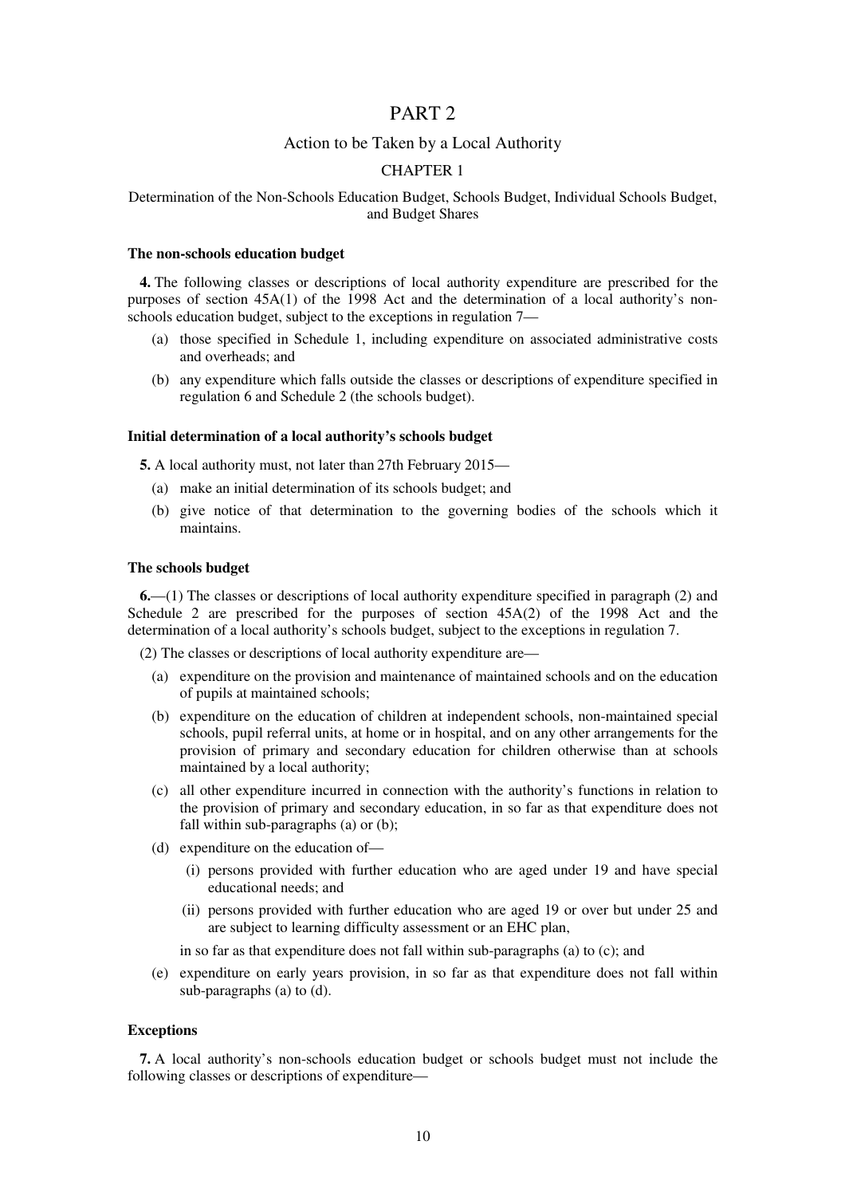# PART 2

## Action to be Taken by a Local Authority

### CHAPTER 1

### Determination of the Non-Schools Education Budget, Schools Budget, Individual Schools Budget, and Budget Shares

**The non-schools education budget**

**4.** The following classes or descriptions of local authority expenditure are prescribed for the purposes of section 45A(1) of the 1998 Act and the determination of a local authority's non-schools education budget, subject to the exceptions in regulation 7—

(a) those specified in Schedule 1, including expenditure on associated administrative costs and overheads; and

(b) any expenditure which falls outside the classes or descriptions of expenditure specified in regulation 6 and Schedule 2 (the schools budget).

**Initial determination of a local authority's schools budget**

**5.** A local authority must, not later than 27th February 2015—

(a) make an initial determination of its schools budget; and

(b) give notice of that determination to the governing bodies of the schools which it maintains.

**The schools budget**

**6.**—(1) The classes or descriptions of local authority expenditure specified in paragraph (2) and Schedule 2 are prescribed for the purposes of section 45A(2) of the 1998 Act and the determination of a local authority's schools budget, subject to the exceptions in regulation 7.

(2) The classes or descriptions of local authority expenditure are—

(a) expenditure on the provision and maintenance of maintained schools and on the education of pupils at maintained schools;

(b) expenditure on the education of children at independent schools, non-maintained special schools, pupil referral units, at home or in hospital, and on any other arrangements for the provision of primary and secondary education for children otherwise than at schools maintained by a local authority;

(c) all other expenditure incurred in connection with the authority's functions in relation to the provision of primary and secondary education, in so far as that expenditure does not fall within sub-paragraphs (a) or (b);

(d) expenditure on the education of—

   (i) persons provided with further education who are aged under 19 and have special educational needs; and

   (ii) persons provided with further education who are aged 19 or over but under 25 and are subject to learning difficulty assessment or an EHC plan,

   in so far as that expenditure does not fall within sub-paragraphs (a) to (c); and

(e) expenditure on early years provision, in so far as that expenditure does not fall within sub-paragraphs (a) to (d).

**Exceptions**

**7.** A local authority's non-schools education budget or schools budget must not include the following classes or descriptions of expenditure—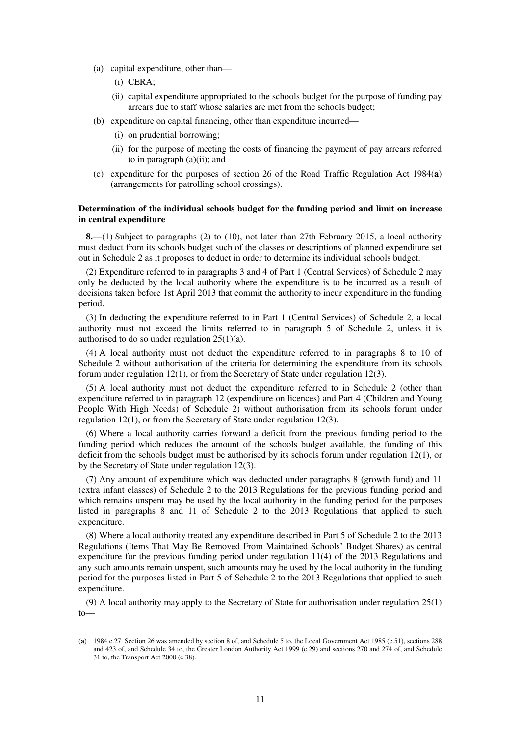(a) capital expenditure, other than—

(i) CERA;

(ii) capital expenditure appropriated to the schools budget for the purpose of funding pay arrears due to staff whose salaries are met from the schools budget;

(b) expenditure on capital financing, other than expenditure incurred—

(i) on prudential borrowing;

(ii) for the purpose of meeting the costs of financing the payment of pay arrears referred to in paragraph (a)(ii); and

(c) expenditure for the purposes of section 26 of the Road Traffic Regulation Act 1984(**a**) (arrangements for patrolling school crossings).

**Determination of the individual schools budget for the funding period and limit on increase in central expenditure**

**8.**—(1) Subject to paragraphs (2) to (10), not later than 27th February 2015, a local authority must deduct from its schools budget such of the classes or descriptions of planned expenditure set out in Schedule 2 as it proposes to deduct in order to determine its individual schools budget.

(2) Expenditure referred to in paragraphs 3 and 4 of Part 1 (Central Services) of Schedule 2 may only be deducted by the local authority where the expenditure is to be incurred as a result of decisions taken before 1st April 2013 that commit the authority to incur expenditure in the funding period.

(3) In deducting the expenditure referred to in Part 1 (Central Services) of Schedule 2, a local authority must not exceed the limits referred to in paragraph 5 of Schedule 2, unless it is authorised to do so under regulation 25(1)(a).

(4) A local authority must not deduct the expenditure referred to in paragraphs 8 to 10 of Schedule 2 without authorisation of the criteria for determining the expenditure from its schools forum under regulation 12(1), or from the Secretary of State under regulation 12(3).

(5) A local authority must not deduct the expenditure referred to in Schedule 2 (other than expenditure referred to in paragraph 12 (expenditure on licences) and Part 4 (Children and Young People With High Needs) of Schedule 2) without authorisation from its schools forum under regulation 12(1), or from the Secretary of State under regulation 12(3).

(6) Where a local authority carries forward a deficit from the previous funding period to the funding period which reduces the amount of the schools budget available, the funding of this deficit from the schools budget must be authorised by its schools forum under regulation 12(1), or by the Secretary of State under regulation 12(3).

(7) Any amount of expenditure which was deducted under paragraphs 8 (growth fund) and 11 (extra infant classes) of Schedule 2 to the 2013 Regulations for the previous funding period and which remains unspent may be used by the local authority in the funding period for the purposes listed in paragraphs 8 and 11 of Schedule 2 to the 2013 Regulations that applied to such expenditure.

(8) Where a local authority treated any expenditure described in Part 5 of Schedule 2 to the 2013 Regulations (Items That May Be Removed From Maintained Schools' Budget Shares) as central expenditure for the previous funding period under regulation 11(4) of the 2013 Regulations and any such amounts remain unspent, such amounts may be used by the local authority in the funding period for the purposes listed in Part 5 of Schedule 2 to the 2013 Regulations that applied to such expenditure.

(9) A local authority may apply to the Secretary of State for authorisation under regulation 25(1) to—

---

(**a**) 1984 c.27. Section 26 was amended by section 8 of, and Schedule 5 to, the Local Government Act 1985 (c.51), sections 288 and 423 of, and Schedule 34 to, the Greater London Authority Act 1999 (c.29) and sections 270 and 274 of, and Schedule 31 to, the Transport Act 2000 (c.38).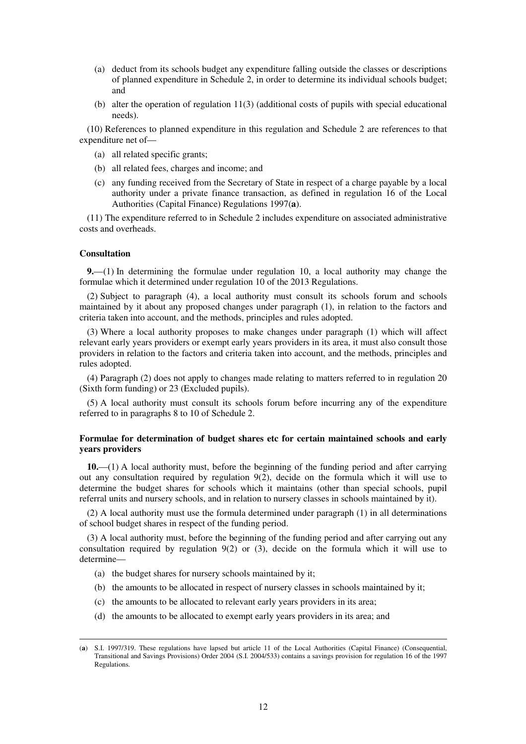(a) deduct from its schools budget any expenditure falling outside the classes or descriptions of planned expenditure in Schedule 2, in order to determine its individual schools budget; and

(b) alter the operation of regulation 11(3) (additional costs of pupils with special educational needs).

(10) References to planned expenditure in this regulation and Schedule 2 are references to that expenditure net of—

(a) all related specific grants;

(b) all related fees, charges and income; and

(c) any funding received from the Secretary of State in respect of a charge payable by a local authority under a private finance transaction, as defined in regulation 16 of the Local Authorities (Capital Finance) Regulations 1997(**a**).

(11) The expenditure referred to in Schedule 2 includes expenditure on associated administrative costs and overheads.

**Consultation**

**9.**—(1) In determining the formulae under regulation 10, a local authority may change the formulae which it determined under regulation 10 of the 2013 Regulations.

(2) Subject to paragraph (4), a local authority must consult its schools forum and schools maintained by it about any proposed changes under paragraph (1), in relation to the factors and criteria taken into account, and the methods, principles and rules adopted.

(3) Where a local authority proposes to make changes under paragraph (1) which will affect relevant early years providers or exempt early years providers in its area, it must also consult those providers in relation to the factors and criteria taken into account, and the methods, principles and rules adopted.

(4) Paragraph (2) does not apply to changes made relating to matters referred to in regulation 20 (Sixth form funding) or 23 (Excluded pupils).

(5) A local authority must consult its schools forum before incurring any of the expenditure referred to in paragraphs 8 to 10 of Schedule 2.

**Formulae for determination of budget shares etc for certain maintained schools and early years providers**

**10.**—(1) A local authority must, before the beginning of the funding period and after carrying out any consultation required by regulation 9(2), decide on the formula which it will use to determine the budget shares for schools which it maintains (other than special schools, pupil referral units and nursery schools, and in relation to nursery classes in schools maintained by it).

(2) A local authority must use the formula determined under paragraph (1) in all determinations of school budget shares in respect of the funding period.

(3) A local authority must, before the beginning of the funding period and after carrying out any consultation required by regulation 9(2) or (3), decide on the formula which it will use to determine—

(a) the budget shares for nursery schools maintained by it;

(b) the amounts to be allocated in respect of nursery classes in schools maintained by it;

(c) the amounts to be allocated to relevant early years providers in its area;

(d) the amounts to be allocated to exempt early years providers in its area; and

---

(**a**) S.I. 1997/319. These regulations have lapsed but article 11 of the Local Authorities (Capital Finance) (Consequential, Transitional and Savings Provisions) Order 2004 (S.I. 2004/533) contains a savings provision for regulation 16 of the 1997 Regulations.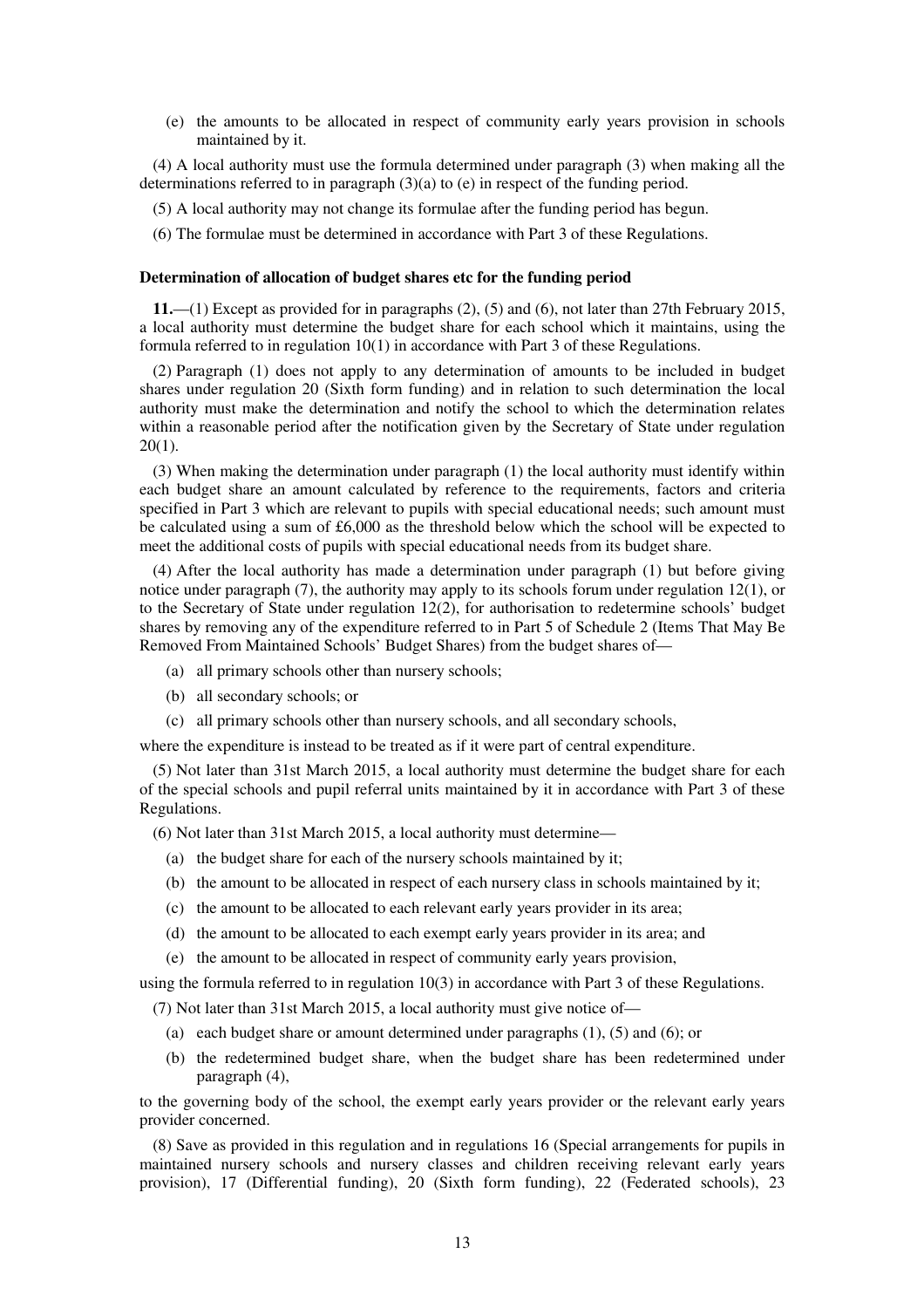(e) the amounts to be allocated in respect of community early years provision in schools maintained by it.

(4) A local authority must use the formula determined under paragraph (3) when making all the determinations referred to in paragraph (3)(a) to (e) in respect of the funding period.

(5) A local authority may not change its formulae after the funding period has begun.

(6) The formulae must be determined in accordance with Part 3 of these Regulations.

**Determination of allocation of budget shares etc for the funding period**

**11.**—(1) Except as provided for in paragraphs (2), (5) and (6), not later than 27th February 2015, a local authority must determine the budget share for each school which it maintains, using the formula referred to in regulation 10(1) in accordance with Part 3 of these Regulations.

(2) Paragraph (1) does not apply to any determination of amounts to be included in budget shares under regulation 20 (Sixth form funding) and in relation to such determination the local authority must make the determination and notify the school to which the determination relates within a reasonable period after the notification given by the Secretary of State under regulation 20(1).

(3) When making the determination under paragraph (1) the local authority must identify within each budget share an amount calculated by reference to the requirements, factors and criteria specified in Part 3 which are relevant to pupils with special educational needs; such amount must be calculated using a sum of £6,000 as the threshold below which the school will be expected to meet the additional costs of pupils with special educational needs from its budget share.

(4) After the local authority has made a determination under paragraph (1) but before giving notice under paragraph (7), the authority may apply to its schools forum under regulation 12(1), or to the Secretary of State under regulation 12(2), for authorisation to redetermine schools' budget shares by removing any of the expenditure referred to in Part 5 of Schedule 2 (Items That May Be Removed From Maintained Schools' Budget Shares) from the budget shares of—

(a) all primary schools other than nursery schools;

(b) all secondary schools; or

(c) all primary schools other than nursery schools, and all secondary schools,

where the expenditure is instead to be treated as if it were part of central expenditure.

(5) Not later than 31st March 2015, a local authority must determine the budget share for each of the special schools and pupil referral units maintained by it in accordance with Part 3 of these Regulations.

(6) Not later than 31st March 2015, a local authority must determine—

(a) the budget share for each of the nursery schools maintained by it;

(b) the amount to be allocated in respect of each nursery class in schools maintained by it;

(c) the amount to be allocated to each relevant early years provider in its area;

(d) the amount to be allocated to each exempt early years provider in its area; and

(e) the amount to be allocated in respect of community early years provision,

using the formula referred to in regulation 10(3) in accordance with Part 3 of these Regulations.

(7) Not later than 31st March 2015, a local authority must give notice of—

(a) each budget share or amount determined under paragraphs (1), (5) and (6); or

(b) the redetermined budget share, when the budget share has been redetermined under paragraph (4),

to the governing body of the school, the exempt early years provider or the relevant early years provider concerned.

(8) Save as provided in this regulation and in regulations 16 (Special arrangements for pupils in maintained nursery schools and nursery classes and children receiving relevant early years provision), 17 (Differential funding), 20 (Sixth form funding), 22 (Federated schools), 23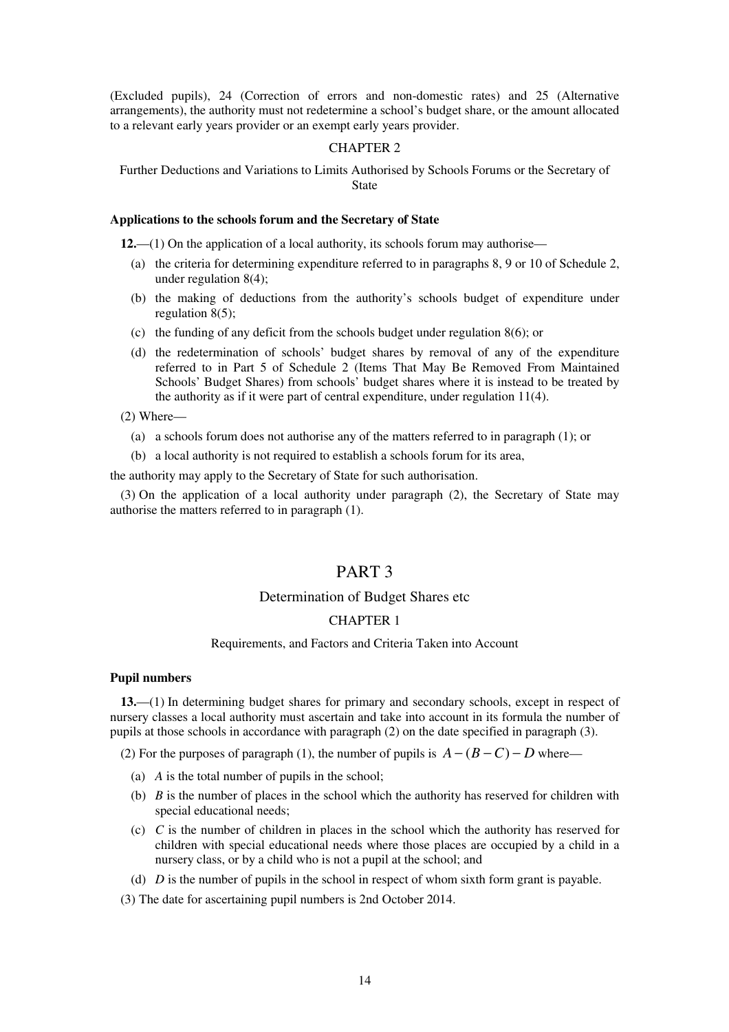(Excluded pupils), 24 (Correction of errors and non-domestic rates) and 25 (Alternative arrangements), the authority must not redetermine a school's budget share, or the amount allocated to a relevant early years provider or an exempt early years provider.

### CHAPTER 2

### Further Deductions and Variations to Limits Authorised by Schools Forums or the Secretary of State

**Applications to the schools forum and the Secretary of State**

**12.**—(1) On the application of a local authority, its schools forum may authorise—

(a) the criteria for determining expenditure referred to in paragraphs 8, 9 or 10 of Schedule 2, under regulation 8(4);

(b) the making of deductions from the authority's schools budget of expenditure under regulation 8(5);

(c) the funding of any deficit from the schools budget under regulation 8(6); or

(d) the redetermination of schools' budget shares by removal of any of the expenditure referred to in Part 5 of Schedule 2 (Items That May Be Removed From Maintained Schools' Budget Shares) from schools' budget shares where it is instead to be treated by the authority as if it were part of central expenditure, under regulation 11(4).

(2) Where—

(a) a schools forum does not authorise any of the matters referred to in paragraph (1); or

(b) a local authority is not required to establish a schools forum for its area,

the authority may apply to the Secretary of State for such authorisation.

(3) On the application of a local authority under paragraph (2), the Secretary of State may authorise the matters referred to in paragraph (1).

# PART 3

## Determination of Budget Shares etc

### CHAPTER 1

### Requirements, and Factors and Criteria Taken into Account

**Pupil numbers**

**13.**—(1) In determining budget shares for primary and secondary schools, except in respect of nursery classes a local authority must ascertain and take into account in its formula the number of pupils at those schools in accordance with paragraph (2) on the date specified in paragraph (3).

(2) For the purposes of paragraph (1), the number of pupils is $A-(B-C)-D$ where—

(a) $A$ is the total number of pupils in the school;

(b) $B$ is the number of places in the school which the authority has reserved for children with special educational needs;

(c) $C$ is the number of children in places in the school which the authority has reserved for children with special educational needs where those places are occupied by a child in a nursery class, or by a child who is not a pupil at the school; and

(d) $D$ is the number of pupils in the school in respect of whom sixth form grant is payable.

(3) The date for ascertaining pupil numbers is 2nd October 2014.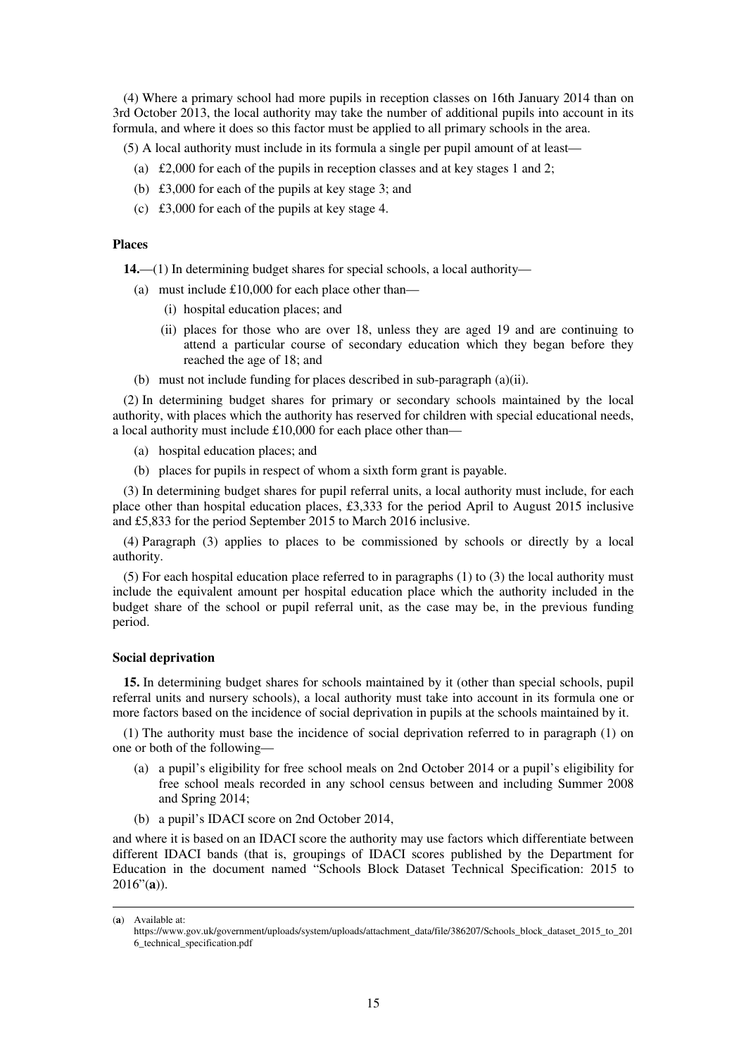(4) Where a primary school had more pupils in reception classes on 16th January 2014 than on 3rd October 2013, the local authority may take the number of additional pupils into account in its formula, and where it does so this factor must be applied to all primary schools in the area.

(5) A local authority must include in its formula a single per pupil amount of at least—

(a) £2,000 for each of the pupils in reception classes and at key stages 1 and 2;

(b) £3,000 for each of the pupils at key stage 3; and

(c) £3,000 for each of the pupils at key stage 4.

**Places**

**14.**—(1) In determining budget shares for special schools, a local authority—

(a) must include £10,000 for each place other than—

(i) hospital education places; and

(ii) places for those who are over 18, unless they are aged 19 and are continuing to attend a particular course of secondary education which they began before they reached the age of 18; and

(b) must not include funding for places described in sub-paragraph (a)(ii).

(2) In determining budget shares for primary or secondary schools maintained by the local authority, with places which the authority has reserved for children with special educational needs, a local authority must include £10,000 for each place other than—

(a) hospital education places; and

(b) places for pupils in respect of whom a sixth form grant is payable.

(3) In determining budget shares for pupil referral units, a local authority must include, for each place other than hospital education places, £3,333 for the period April to August 2015 inclusive and £5,833 for the period September 2015 to March 2016 inclusive.

(4) Paragraph (3) applies to places to be commissioned by schools or directly by a local authority.

(5) For each hospital education place referred to in paragraphs (1) to (3) the local authority must include the equivalent amount per hospital education place which the authority included in the budget share of the school or pupil referral unit, as the case may be, in the previous funding period.

**Social deprivation**

**15.** In determining budget shares for schools maintained by it (other than special schools, pupil referral units and nursery schools), a local authority must take into account in its formula one or more factors based on the incidence of social deprivation in pupils at the schools maintained by it.

(1) The authority must base the incidence of social deprivation referred to in paragraph (1) on one or both of the following—

(a) a pupil's eligibility for free school meals on 2nd October 2014 or a pupil's eligibility for free school meals recorded in any school census between and including Summer 2008 and Spring 2014;

(b) a pupil's IDACI score on 2nd October 2014,

and where it is based on an IDACI score the authority may use factors which differentiate between different IDACI bands (that is, groupings of IDACI scores published by the Department for Education in the document named "Schools Block Dataset Technical Specification: 2015 to 2016"(**a**)).

---

(**a**) Available at: https://www.gov.uk/government/uploads/system/uploads/attachment_data/file/386207/Schools_block_dataset_2015_to_2016_technical_specification.pdf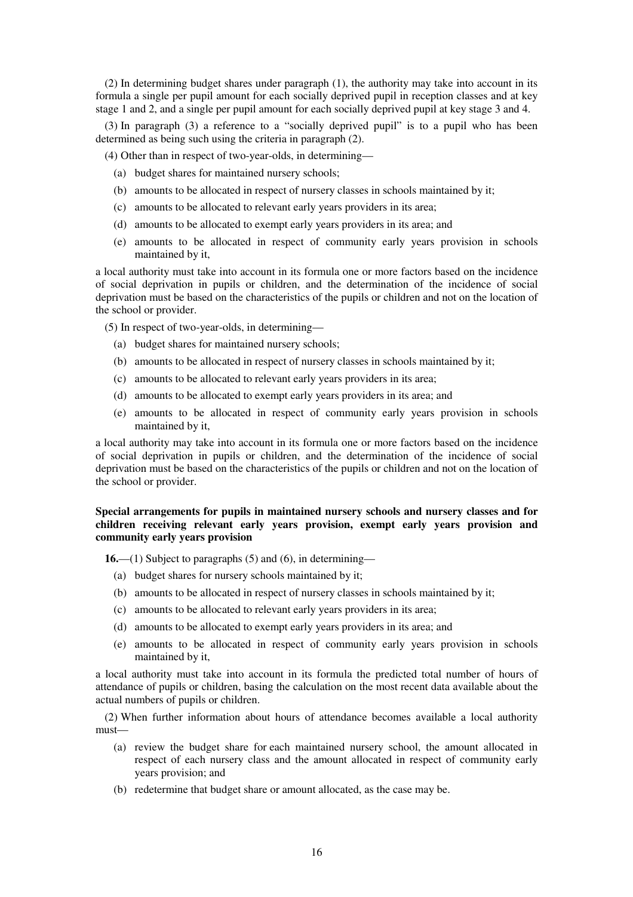(2) In determining budget shares under paragraph (1), the authority may take into account in its formula a single per pupil amount for each socially deprived pupil in reception classes and at key stage 1 and 2, and a single per pupil amount for each socially deprived pupil at key stage 3 and 4.

(3) In paragraph (3) a reference to a "socially deprived pupil" is to a pupil who has been determined as being such using the criteria in paragraph (2).

(4) Other than in respect of two-year-olds, in determining—

(a) budget shares for maintained nursery schools;

(b) amounts to be allocated in respect of nursery classes in schools maintained by it;

(c) amounts to be allocated to relevant early years providers in its area;

(d) amounts to be allocated to exempt early years providers in its area; and

(e) amounts to be allocated in respect of community early years provision in schools maintained by it,

a local authority must take into account in its formula one or more factors based on the incidence of social deprivation in pupils or children, and the determination of the incidence of social deprivation must be based on the characteristics of the pupils or children and not on the location of the school or provider.

(5) In respect of two-year-olds, in determining—

(a) budget shares for maintained nursery schools;

(b) amounts to be allocated in respect of nursery classes in schools maintained by it;

(c) amounts to be allocated to relevant early years providers in its area;

(d) amounts to be allocated to exempt early years providers in its area; and

(e) amounts to be allocated in respect of community early years provision in schools maintained by it,

a local authority may take into account in its formula one or more factors based on the incidence of social deprivation in pupils or children, and the determination of the incidence of social deprivation must be based on the characteristics of the pupils or children and not on the location of the school or provider.

**Special arrangements for pupils in maintained nursery schools and nursery classes and for children receiving relevant early years provision, exempt early years provision and community early years provision**

**16.**—(1) Subject to paragraphs (5) and (6), in determining—

(a) budget shares for nursery schools maintained by it;

(b) amounts to be allocated in respect of nursery classes in schools maintained by it;

(c) amounts to be allocated to relevant early years providers in its area;

(d) amounts to be allocated to exempt early years providers in its area; and

(e) amounts to be allocated in respect of community early years provision in schools maintained by it,

a local authority must take into account in its formula the predicted total number of hours of attendance of pupils or children, basing the calculation on the most recent data available about the actual numbers of pupils or children.

(2) When further information about hours of attendance becomes available a local authority must—

(a) review the budget share for each maintained nursery school, the amount allocated in respect of each nursery class and the amount allocated in respect of community early years provision; and

(b) redetermine that budget share or amount allocated, as the case may be.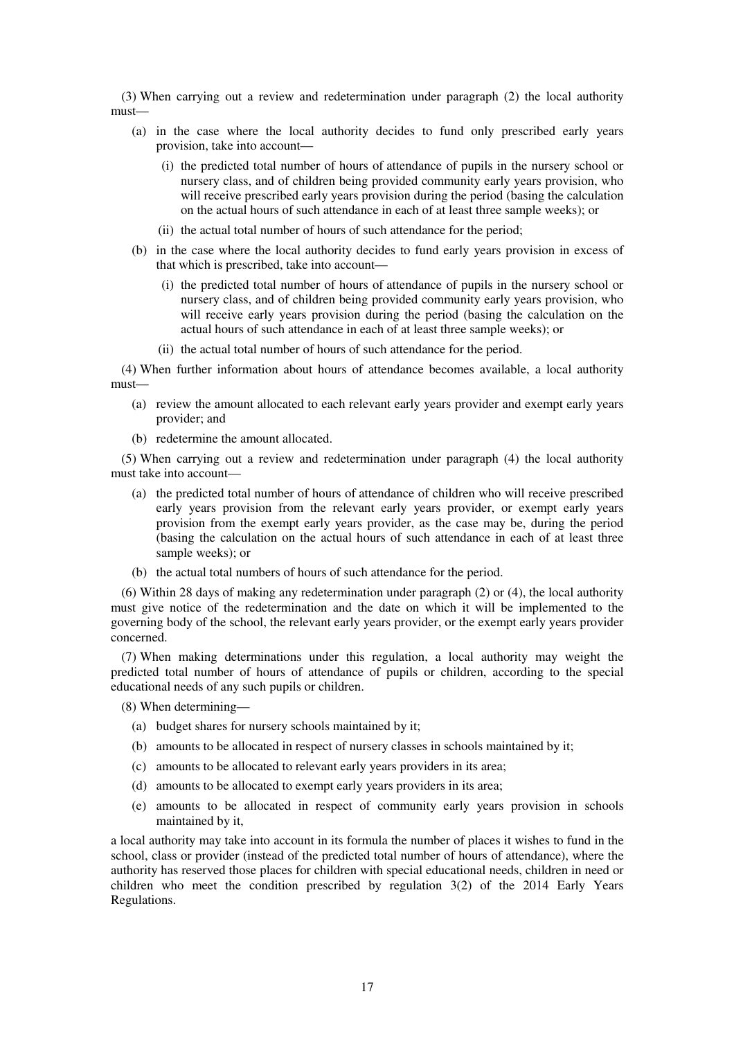(3) When carrying out a review and redetermination under paragraph (2) the local authority must—

- (a) in the case where the local authority decides to fund only prescribed early years provision, take into account—
  - (i) the predicted total number of hours of attendance of pupils in the nursery school or nursery class, and of children being provided community early years provision, who will receive prescribed early years provision during the period (basing the calculation on the actual hours of such attendance in each of at least three sample weeks); or
  - (ii) the actual total number of hours of such attendance for the period;
- (b) in the case where the local authority decides to fund early years provision in excess of that which is prescribed, take into account—
  - (i) the predicted total number of hours of attendance of pupils in the nursery school or nursery class, and of children being provided community early years provision, who will receive early years provision during the period (basing the calculation on the actual hours of such attendance in each of at least three sample weeks); or
  - (ii) the actual total number of hours of such attendance for the period.

(4) When further information about hours of attendance becomes available, a local authority must—

- (a) review the amount allocated to each relevant early years provider and exempt early years provider; and
- (b) redetermine the amount allocated.

(5) When carrying out a review and redetermination under paragraph (4) the local authority must take into account—

- (a) the predicted total number of hours of attendance of children who will receive prescribed early years provision from the relevant early years provider, or exempt early years provision from the exempt early years provider, as the case may be, during the period (basing the calculation on the actual hours of such attendance in each of at least three sample weeks); or
- (b) the actual total numbers of hours of such attendance for the period.

(6) Within 28 days of making any redetermination under paragraph (2) or (4), the local authority must give notice of the redetermination and the date on which it will be implemented to the governing body of the school, the relevant early years provider, or the exempt early years provider concerned.

(7) When making determinations under this regulation, a local authority may weight the predicted total number of hours of attendance of pupils or children, according to the special educational needs of any such pupils or children.

(8) When determining—

- (a) budget shares for nursery schools maintained by it;
- (b) amounts to be allocated in respect of nursery classes in schools maintained by it;
- (c) amounts to be allocated to relevant early years providers in its area;
- (d) amounts to be allocated to exempt early years providers in its area;
- (e) amounts to be allocated in respect of community early years provision in schools maintained by it,

a local authority may take into account in its formula the number of places it wishes to fund in the school, class or provider (instead of the predicted total number of hours of attendance), where the authority has reserved those places for children with special educational needs, children in need or children who meet the condition prescribed by regulation 3(2) of the 2014 Early Years Regulations.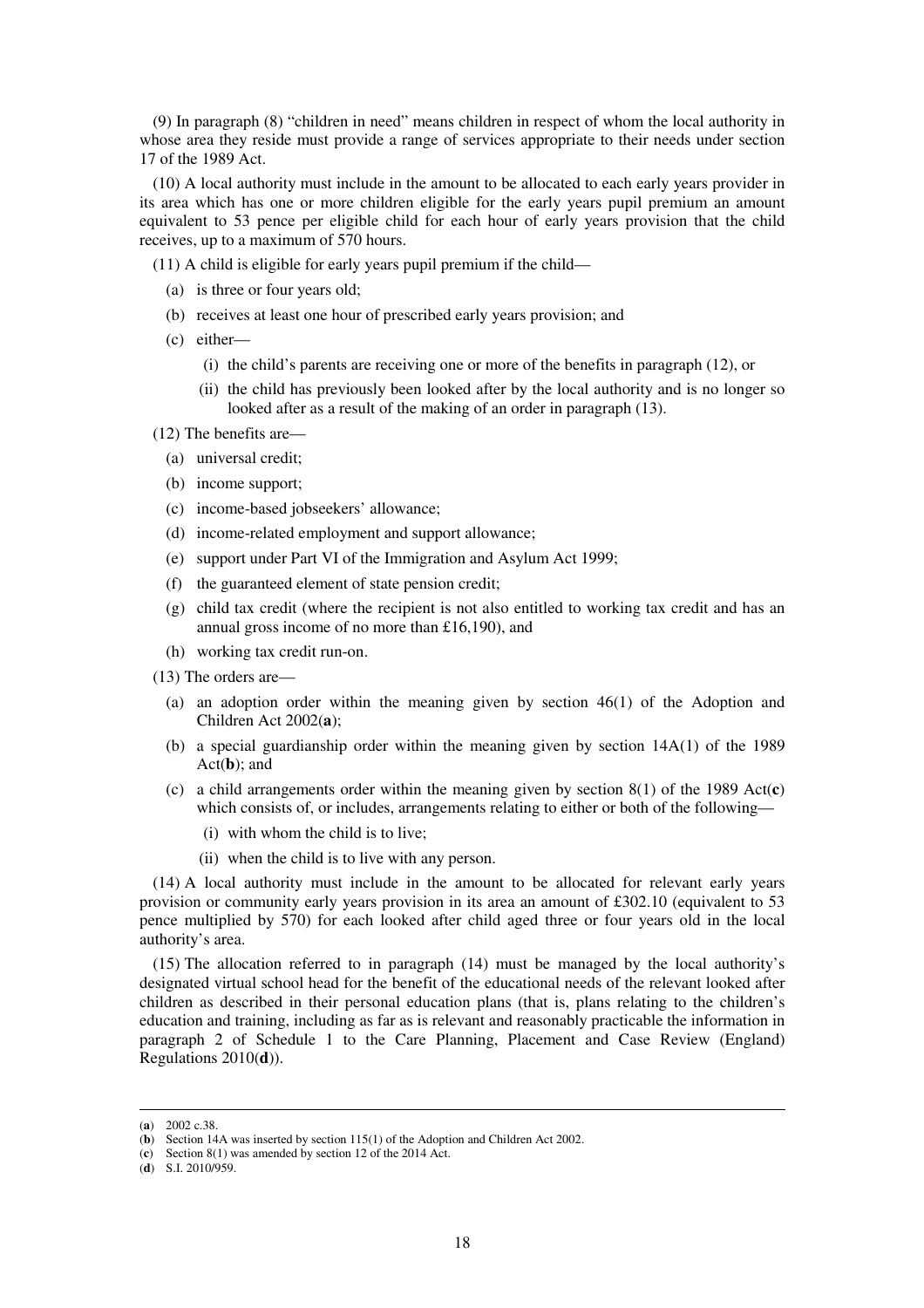(9) In paragraph (8) "children in need" means children in respect of whom the local authority in whose area they reside must provide a range of services appropriate to their needs under section 17 of the 1989 Act.

(10) A local authority must include in the amount to be allocated to each early years provider in its area which has one or more children eligible for the early years pupil premium an amount equivalent to 53 pence per eligible child for each hour of early years provision that the child receives, up to a maximum of 570 hours.

(11) A child is eligible for early years pupil premium if the child—

(a) is three or four years old;

(b) receives at least one hour of prescribed early years provision; and

(c) either—

(i) the child's parents are receiving one or more of the benefits in paragraph (12), or

(ii) the child has previously been looked after by the local authority and is no longer so looked after as a result of the making of an order in paragraph (13).

(12) The benefits are—

(a) universal credit;

(b) income support;

(c) income-based jobseekers' allowance;

(d) income-related employment and support allowance;

(e) support under Part VI of the Immigration and Asylum Act 1999;

(f) the guaranteed element of state pension credit;

(g) child tax credit (where the recipient is not also entitled to working tax credit and has an annual gross income of no more than £16,190), and

(h) working tax credit run-on.

(13) The orders are—

(a) an adoption order within the meaning given by section 46(1) of the Adoption and Children Act 2002(**a**);

(b) a special guardianship order within the meaning given by section 14A(1) of the 1989 Act(**b**); and

(c) a child arrangements order within the meaning given by section 8(1) of the 1989 Act(**c**) which consists of, or includes, arrangements relating to either or both of the following—

(i) with whom the child is to live;

(ii) when the child is to live with any person.

(14) A local authority must include in the amount to be allocated for relevant early years provision or community early years provision in its area an amount of £302.10 (equivalent to 53 pence multiplied by 570) for each looked after child aged three or four years old in the local authority's area.

(15) The allocation referred to in paragraph (14) must be managed by the local authority's designated virtual school head for the benefit of the educational needs of the relevant looked after children as described in their personal education plans (that is, plans relating to the children's education and training, including as far as is relevant and reasonably practicable the information in paragraph 2 of Schedule 1 to the Care Planning, Placement and Case Review (England) Regulations 2010(**d**)).

---

(**a**) 2002 c.38.

(**b**) Section 14A was inserted by section 115(1) of the Adoption and Children Act 2002.

(**c**) Section 8(1) was amended by section 12 of the 2014 Act.

(**d**) S.I. 2010/959.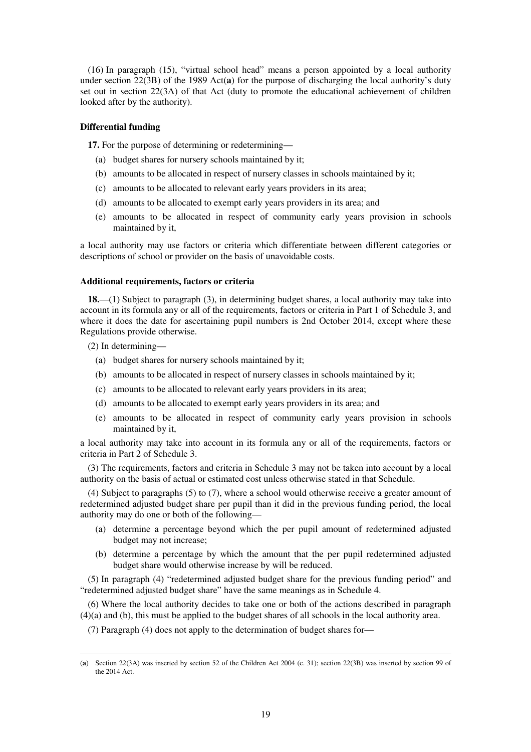(16) In paragraph (15), "virtual school head" means a person appointed by a local authority under section 22(3B) of the 1989 Act(**a**) for the purpose of discharging the local authority's duty set out in section 22(3A) of that Act (duty to promote the educational achievement of children looked after by the authority).

**Differential funding**

**17.** For the purpose of determining or redetermining—

(a) budget shares for nursery schools maintained by it;

(b) amounts to be allocated in respect of nursery classes in schools maintained by it;

(c) amounts to be allocated to relevant early years providers in its area;

(d) amounts to be allocated to exempt early years providers in its area; and

(e) amounts to be allocated in respect of community early years provision in schools maintained by it,

a local authority may use factors or criteria which differentiate between different categories or descriptions of school or provider on the basis of unavoidable costs.

**Additional requirements, factors or criteria**

**18.**—(1) Subject to paragraph (3), in determining budget shares, a local authority may take into account in its formula any or all of the requirements, factors or criteria in Part 1 of Schedule 3, and where it does the date for ascertaining pupil numbers is 2nd October 2014, except where these Regulations provide otherwise.

(2) In determining—

(a) budget shares for nursery schools maintained by it;

(b) amounts to be allocated in respect of nursery classes in schools maintained by it;

(c) amounts to be allocated to relevant early years providers in its area;

(d) amounts to be allocated to exempt early years providers in its area; and

(e) amounts to be allocated in respect of community early years provision in schools maintained by it,

a local authority may take into account in its formula any or all of the requirements, factors or criteria in Part 2 of Schedule 3.

(3) The requirements, factors and criteria in Schedule 3 may not be taken into account by a local authority on the basis of actual or estimated cost unless otherwise stated in that Schedule.

(4) Subject to paragraphs (5) to (7), where a school would otherwise receive a greater amount of redetermined adjusted budget share per pupil than it did in the previous funding period, the local authority may do one or both of the following—

(a) determine a percentage beyond which the per pupil amount of redetermined adjusted budget may not increase;

(b) determine a percentage by which the amount that the per pupil redetermined adjusted budget share would otherwise increase by will be reduced.

(5) In paragraph (4) "redetermined adjusted budget share for the previous funding period" and "redetermined adjusted budget share" have the same meanings as in Schedule 4.

(6) Where the local authority decides to take one or both of the actions described in paragraph (4)(a) and (b), this must be applied to the budget shares of all schools in the local authority area.

(7) Paragraph (4) does not apply to the determination of budget shares for—

---

(**a**) Section 22(3A) was inserted by section 52 of the Children Act 2004 (c. 31); section 22(3B) was inserted by section 99 of the 2014 Act.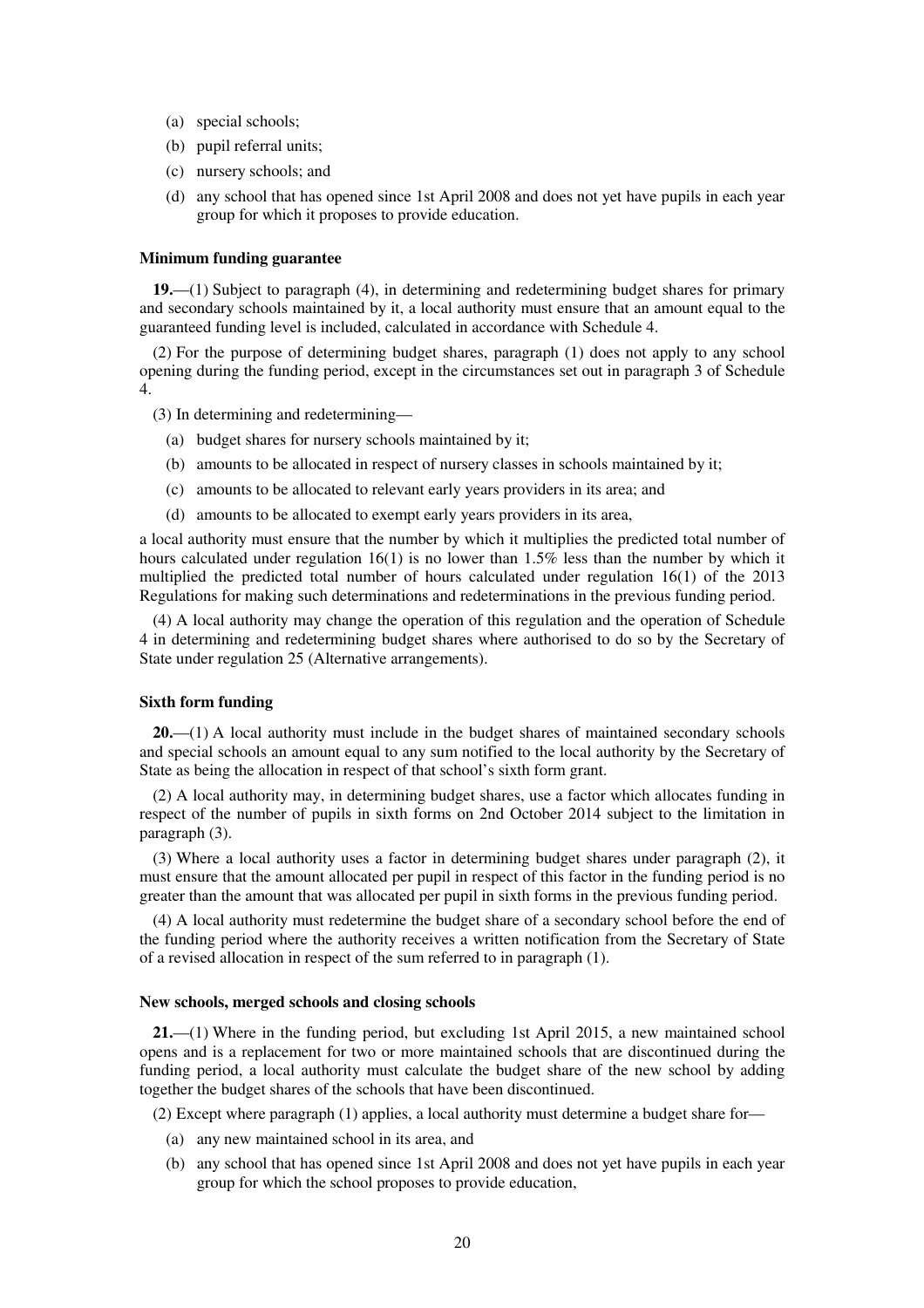(a) special schools;

(b) pupil referral units;

(c) nursery schools; and

(d) any school that has opened since 1st April 2008 and does not yet have pupils in each year group for which it proposes to provide education.

**Minimum funding guarantee**

**19.**—(1) Subject to paragraph (4), in determining and redetermining budget shares for primary and secondary schools maintained by it, a local authority must ensure that an amount equal to the guaranteed funding level is included, calculated in accordance with Schedule 4.

(2) For the purpose of determining budget shares, paragraph (1) does not apply to any school opening during the funding period, except in the circumstances set out in paragraph 3 of Schedule 4.

(3) In determining and redetermining—

(a) budget shares for nursery schools maintained by it;

(b) amounts to be allocated in respect of nursery classes in schools maintained by it;

(c) amounts to be allocated to relevant early years providers in its area; and

(d) amounts to be allocated to exempt early years providers in its area,

a local authority must ensure that the number by which it multiplies the predicted total number of hours calculated under regulation 16(1) is no lower than 1.5% less than the number by which it multiplied the predicted total number of hours calculated under regulation 16(1) of the 2013 Regulations for making such determinations and redeterminations in the previous funding period.

(4) A local authority may change the operation of this regulation and the operation of Schedule 4 in determining and redetermining budget shares where authorised to do so by the Secretary of State under regulation 25 (Alternative arrangements).

**Sixth form funding**

**20.**—(1) A local authority must include in the budget shares of maintained secondary schools and special schools an amount equal to any sum notified to the local authority by the Secretary of State as being the allocation in respect of that school's sixth form grant.

(2) A local authority may, in determining budget shares, use a factor which allocates funding in respect of the number of pupils in sixth forms on 2nd October 2014 subject to the limitation in paragraph (3).

(3) Where a local authority uses a factor in determining budget shares under paragraph (2), it must ensure that the amount allocated per pupil in respect of this factor in the funding period is no greater than the amount that was allocated per pupil in sixth forms in the previous funding period.

(4) A local authority must redetermine the budget share of a secondary school before the end of the funding period where the authority receives a written notification from the Secretary of State of a revised allocation in respect of the sum referred to in paragraph (1).

**New schools, merged schools and closing schools**

**21.**—(1) Where in the funding period, but excluding 1st April 2015, a new maintained school opens and is a replacement for two or more maintained schools that are discontinued during the funding period, a local authority must calculate the budget share of the new school by adding together the budget shares of the schools that have been discontinued.

(2) Except where paragraph (1) applies, a local authority must determine a budget share for—

(a) any new maintained school in its area, and

(b) any school that has opened since 1st April 2008 and does not yet have pupils in each year group for which the school proposes to provide education,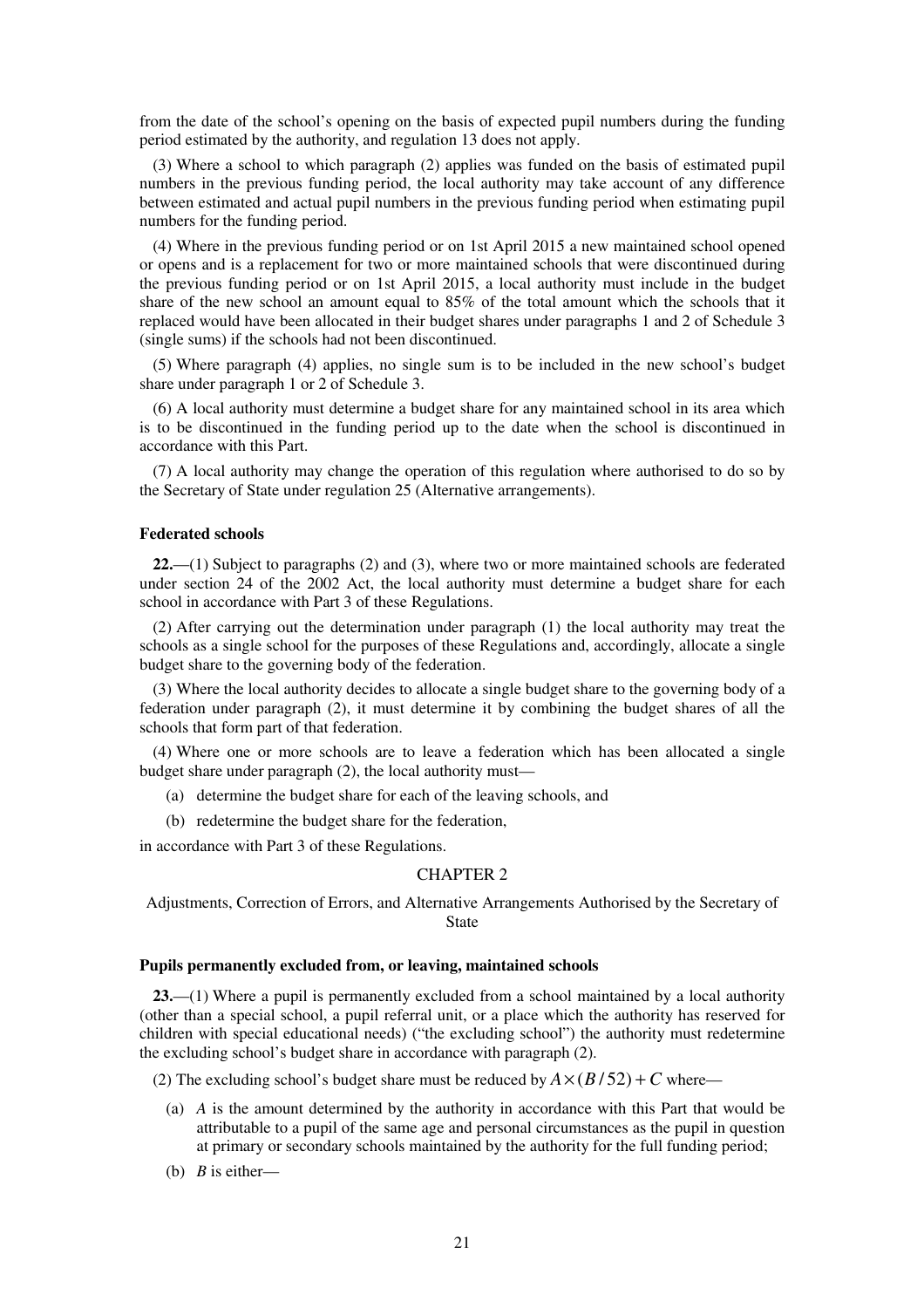from the date of the school's opening on the basis of expected pupil numbers during the funding period estimated by the authority, and regulation 13 does not apply.

(3) Where a school to which paragraph (2) applies was funded on the basis of estimated pupil numbers in the previous funding period, the local authority may take account of any difference between estimated and actual pupil numbers in the previous funding period when estimating pupil numbers for the funding period.

(4) Where in the previous funding period or on 1st April 2015 a new maintained school opened or opens and is a replacement for two or more maintained schools that were discontinued during the previous funding period or on 1st April 2015, a local authority must include in the budget share of the new school an amount equal to 85% of the total amount which the schools that it replaced would have been allocated in their budget shares under paragraphs 1 and 2 of Schedule 3 (single sums) if the schools had not been discontinued.

(5) Where paragraph (4) applies, no single sum is to be included in the new school's budget share under paragraph 1 or 2 of Schedule 3.

(6) A local authority must determine a budget share for any maintained school in its area which is to be discontinued in the funding period up to the date when the school is discontinued in accordance with this Part.

(7) A local authority may change the operation of this regulation where authorised to do so by the Secretary of State under regulation 25 (Alternative arrangements).

**Federated schools**

**22.**—(1) Subject to paragraphs (2) and (3), where two or more maintained schools are federated under section 24 of the 2002 Act, the local authority must determine a budget share for each school in accordance with Part 3 of these Regulations.

(2) After carrying out the determination under paragraph (1) the local authority may treat the schools as a single school for the purposes of these Regulations and, accordingly, allocate a single budget share to the governing body of the federation.

(3) Where the local authority decides to allocate a single budget share to the governing body of a federation under paragraph (2), it must determine it by combining the budget shares of all the schools that form part of that federation.

(4) Where one or more schools are to leave a federation which has been allocated a single budget share under paragraph (2), the local authority must—

(a) determine the budget share for each of the leaving schools, and

(b) redetermine the budget share for the federation,

in accordance with Part 3 of these Regulations.

CHAPTER 2

Adjustments, Correction of Errors, and Alternative Arrangements Authorised by the Secretary of State

**Pupils permanently excluded from, or leaving, maintained schools**

**23.**—(1) Where a pupil is permanently excluded from a school maintained by a local authority (other than a special school, a pupil referral unit, or a place which the authority has reserved for children with special educational needs) ("the excluding school") the authority must redetermine the excluding school's budget share in accordance with paragraph (2).

(2) The excluding school's budget share must be reduced by $A \times (B/52) + C$ where—

(a) $A$ is the amount determined by the authority in accordance with this Part that would be attributable to a pupil of the same age and personal circumstances as the pupil in question at primary or secondary schools maintained by the authority for the full funding period;

(b) $B$ is either—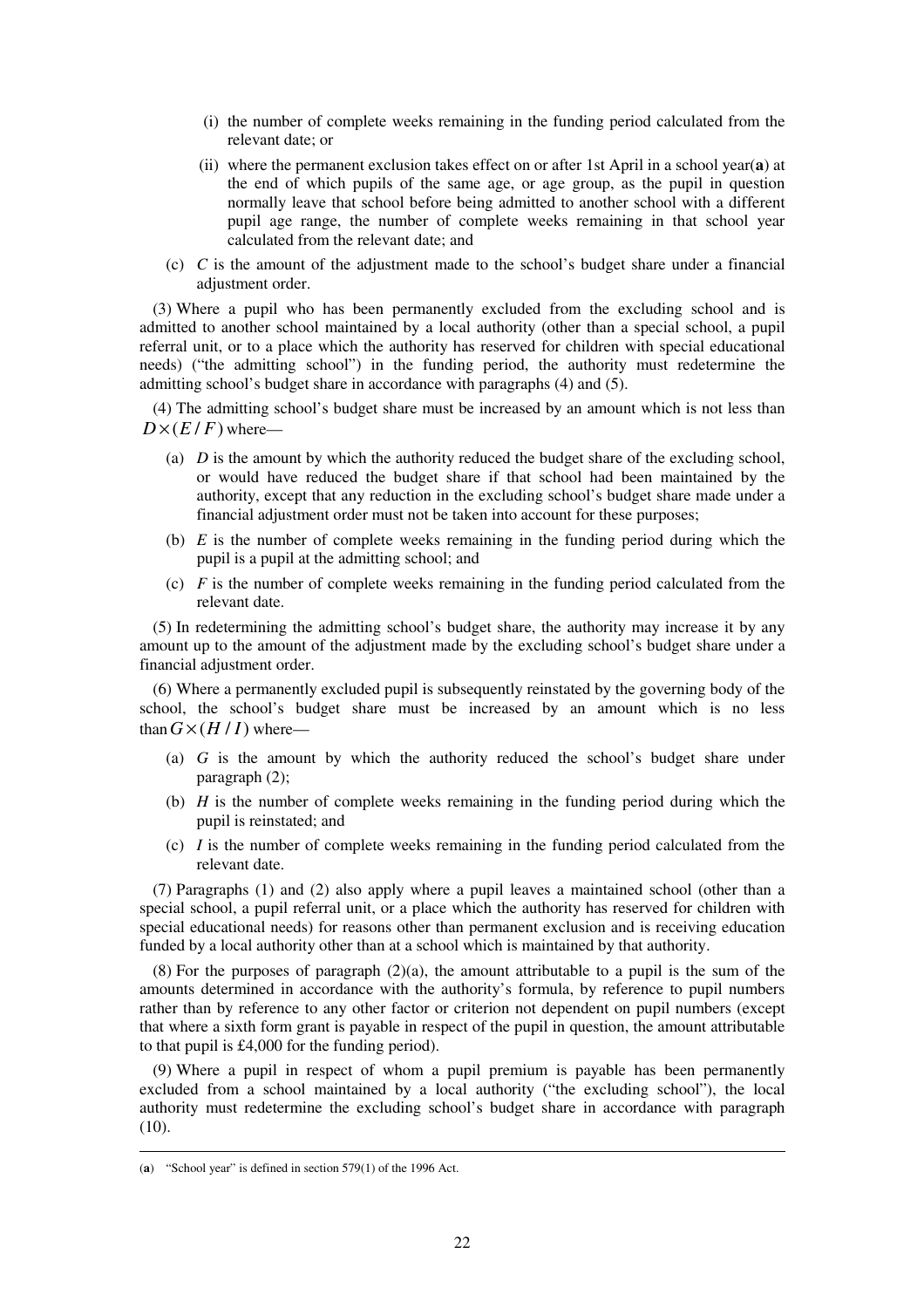(i) the number of complete weeks remaining in the funding period calculated from the relevant date; or

(ii) where the permanent exclusion takes effect on or after 1st April in a school year(**a**) at the end of which pupils of the same age, or age group, as the pupil in question normally leave that school before being admitted to another school with a different pupil age range, the number of complete weeks remaining in that school year calculated from the relevant date; and

(c) $C$ is the amount of the adjustment made to the school's budget share under a financial adjustment order.

(3) Where a pupil who has been permanently excluded from the excluding school and is admitted to another school maintained by a local authority (other than a special school, a pupil referral unit, or to a place which the authority has reserved for children with special educational needs) ("the admitting school") in the funding period, the authority must redetermine the admitting school's budget share in accordance with paragraphs (4) and (5).

(4) The admitting school's budget share must be increased by an amount which is not less than $D \times (E / F)$ where—

(a) $D$ is the amount by which the authority reduced the budget share of the excluding school, or would have reduced the budget share if that school had been maintained by the authority, except that any reduction in the excluding school's budget share made under a financial adjustment order must not be taken into account for these purposes;

(b) $E$ is the number of complete weeks remaining in the funding period during which the pupil is a pupil at the admitting school; and

(c) $F$ is the number of complete weeks remaining in the funding period calculated from the relevant date.

(5) In redetermining the admitting school's budget share, the authority may increase it by any amount up to the amount of the adjustment made by the excluding school's budget share under a financial adjustment order.

(6) Where a permanently excluded pupil is subsequently reinstated by the governing body of the school, the school's budget share must be increased by an amount which is no less than $G \times (H / I)$ where—

(a) $G$ is the amount by which the authority reduced the school's budget share under paragraph (2);

(b) $H$ is the number of complete weeks remaining in the funding period during which the pupil is reinstated; and

(c) $I$ is the number of complete weeks remaining in the funding period calculated from the relevant date.

(7) Paragraphs (1) and (2) also apply where a pupil leaves a maintained school (other than a special school, a pupil referral unit, or a place which the authority has reserved for children with special educational needs) for reasons other than permanent exclusion and is receiving education funded by a local authority other than at a school which is maintained by that authority.

(8) For the purposes of paragraph (2)(a), the amount attributable to a pupil is the sum of the amounts determined in accordance with the authority's formula, by reference to pupil numbers rather than by reference to any other factor or criterion not dependent on pupil numbers (except that where a sixth form grant is payable in respect of the pupil in question, the amount attributable to that pupil is £4,000 for the funding period).

(9) Where a pupil in respect of whom a pupil premium is payable has been permanently excluded from a school maintained by a local authority ("the excluding school"), the local authority must redetermine the excluding school's budget share in accordance with paragraph (10).

---

(**a**) "School year" is defined in section 579(1) of the 1996 Act.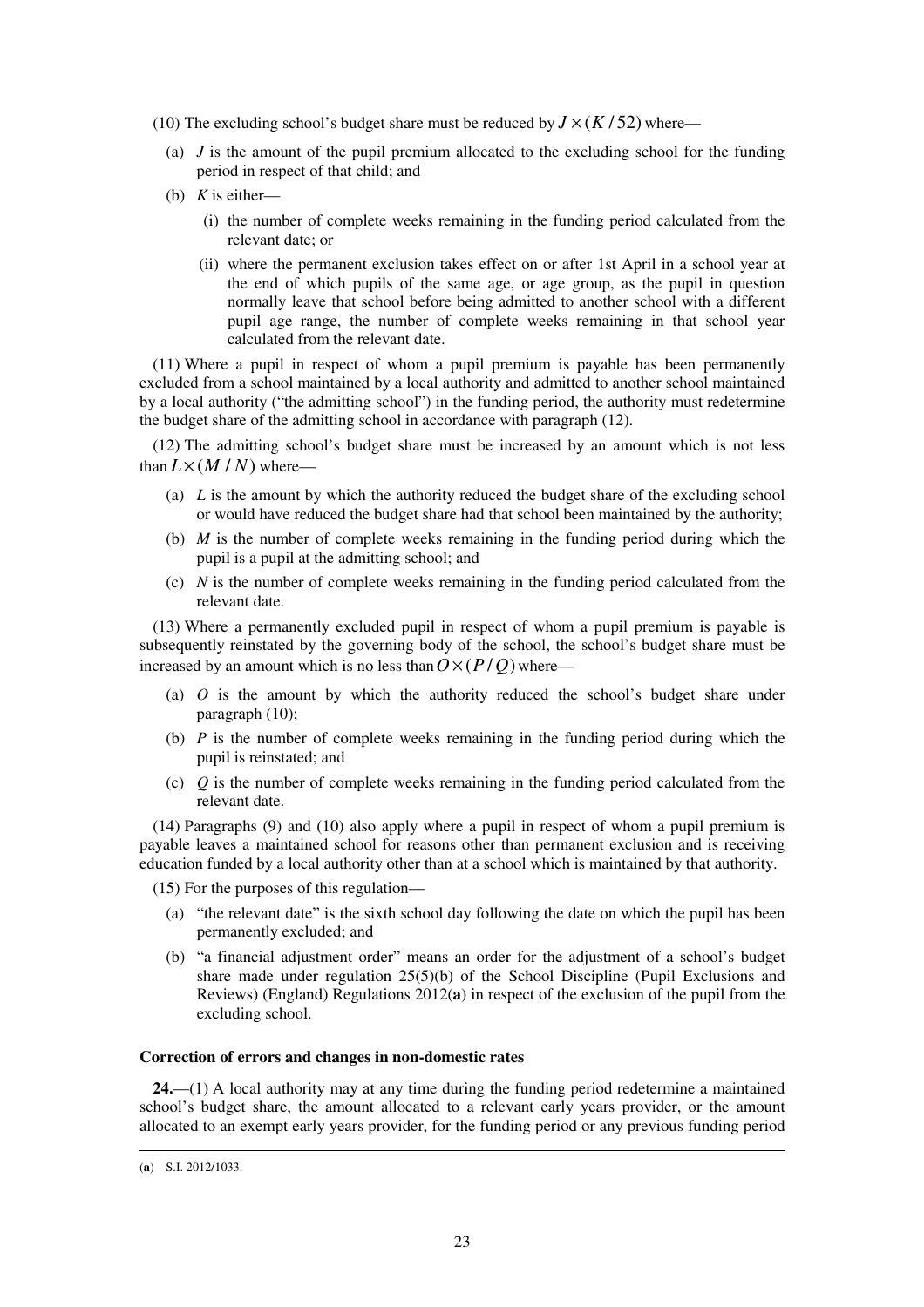(10) The excluding school's budget share must be reduced by $J \times (K / 52)$ where—

(a) $J$ is the amount of the pupil premium allocated to the excluding school for the funding period in respect of that child; and

(b) $K$ is either—

(i) the number of complete weeks remaining in the funding period calculated from the relevant date; or

(ii) where the permanent exclusion takes effect on or after 1st April in a school year at the end of which pupils of the same age, or age group, as the pupil in question normally leave that school before being admitted to another school with a different pupil age range, the number of complete weeks remaining in that school year calculated from the relevant date.

(11) Where a pupil in respect of whom a pupil premium is payable has been permanently excluded from a school maintained by a local authority and admitted to another school maintained by a local authority ("the admitting school") in the funding period, the authority must redetermine the budget share of the admitting school in accordance with paragraph (12).

(12) The admitting school's budget share must be increased by an amount which is not less than $L \times (M / N)$ where—

(a) $L$ is the amount by which the authority reduced the budget share of the excluding school or would have reduced the budget share had that school been maintained by the authority;

(b) $M$ is the number of complete weeks remaining in the funding period during which the pupil is a pupil at the admitting school; and

(c) $N$ is the number of complete weeks remaining in the funding period calculated from the relevant date.

(13) Where a permanently excluded pupil in respect of whom a pupil premium is payable is subsequently reinstated by the governing body of the school, the school's budget share must be increased by an amount which is no less than $O \times (P / Q)$ where—

(a) $O$ is the amount by which the authority reduced the school's budget share under paragraph (10);

(b) $P$ is the number of complete weeks remaining in the funding period during which the pupil is reinstated; and

(c) $Q$ is the number of complete weeks remaining in the funding period calculated from the relevant date.

(14) Paragraphs (9) and (10) also apply where a pupil in respect of whom a pupil premium is payable leaves a maintained school for reasons other than permanent exclusion and is receiving education funded by a local authority other than at a school which is maintained by that authority.

(15) For the purposes of this regulation—

(a) "the relevant date" is the sixth school day following the date on which the pupil has been permanently excluded; and

(b) "a financial adjustment order" means an order for the adjustment of a school's budget share made under regulation 25(5)(b) of the School Discipline (Pupil Exclusions and Reviews) (England) Regulations 2012([a]) in respect of the exclusion of the pupil from the excluding school.

**Correction of errors and changes in non-domestic rates**

**24.**—(1) A local authority may at any time during the funding period redetermine a maintained school's budget share, the amount allocated to a relevant early years provider, or the amount allocated to an exempt early years provider, for the funding period or any previous funding period

---

([a]) S.I. 2012/1033.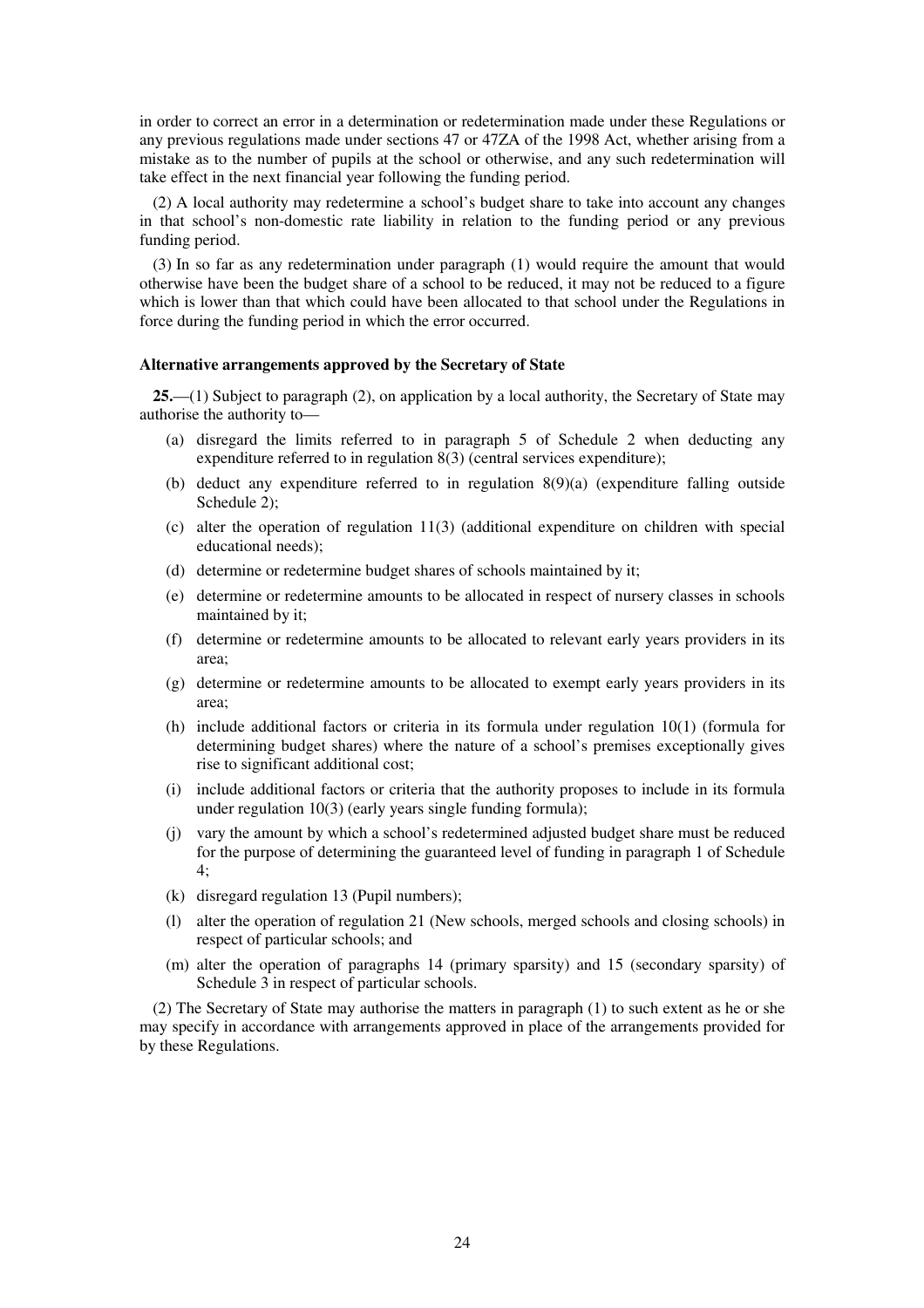in order to correct an error in a determination or redetermination made under these Regulations or any previous regulations made under sections 47 or 47ZA of the 1998 Act, whether arising from a mistake as to the number of pupils at the school or otherwise, and any such redetermination will take effect in the next financial year following the funding period.

(2) A local authority may redetermine a school's budget share to take into account any changes in that school's non-domestic rate liability in relation to the funding period or any previous funding period.

(3) In so far as any redetermination under paragraph (1) would require the amount that would otherwise have been the budget share of a school to be reduced, it may not be reduced to a figure which is lower than that which could have been allocated to that school under the Regulations in force during the funding period in which the error occurred.

#### Alternative arrangements approved by the Secretary of State

**25.**—(1) Subject to paragraph (2), on application by a local authority, the Secretary of State may authorise the authority to—

- (a) disregard the limits referred to in paragraph 5 of Schedule 2 when deducting any expenditure referred to in regulation 8(3) (central services expenditure);
- (b) deduct any expenditure referred to in regulation 8(9)(a) (expenditure falling outside Schedule 2);
- (c) alter the operation of regulation 11(3) (additional expenditure on children with special educational needs);
- (d) determine or redetermine budget shares of schools maintained by it;
- (e) determine or redetermine amounts to be allocated in respect of nursery classes in schools maintained by it;
- (f) determine or redetermine amounts to be allocated to relevant early years providers in its area;
- (g) determine or redetermine amounts to be allocated to exempt early years providers in its area;
- (h) include additional factors or criteria in its formula under regulation 10(1) (formula for determining budget shares) where the nature of a school's premises exceptionally gives rise to significant additional cost;
- (i) include additional factors or criteria that the authority proposes to include in its formula under regulation 10(3) (early years single funding formula);
- (j) vary the amount by which a school's redetermined adjusted budget share must be reduced for the purpose of determining the guaranteed level of funding in paragraph 1 of Schedule 4;
- (k) disregard regulation 13 (Pupil numbers);
- (l) alter the operation of regulation 21 (New schools, merged schools and closing schools) in respect of particular schools; and
- (m) alter the operation of paragraphs 14 (primary sparsity) and 15 (secondary sparsity) of Schedule 3 in respect of particular schools.

(2) The Secretary of State may authorise the matters in paragraph (1) to such extent as he or she may specify in accordance with arrangements approved in place of the arrangements provided for by these Regulations.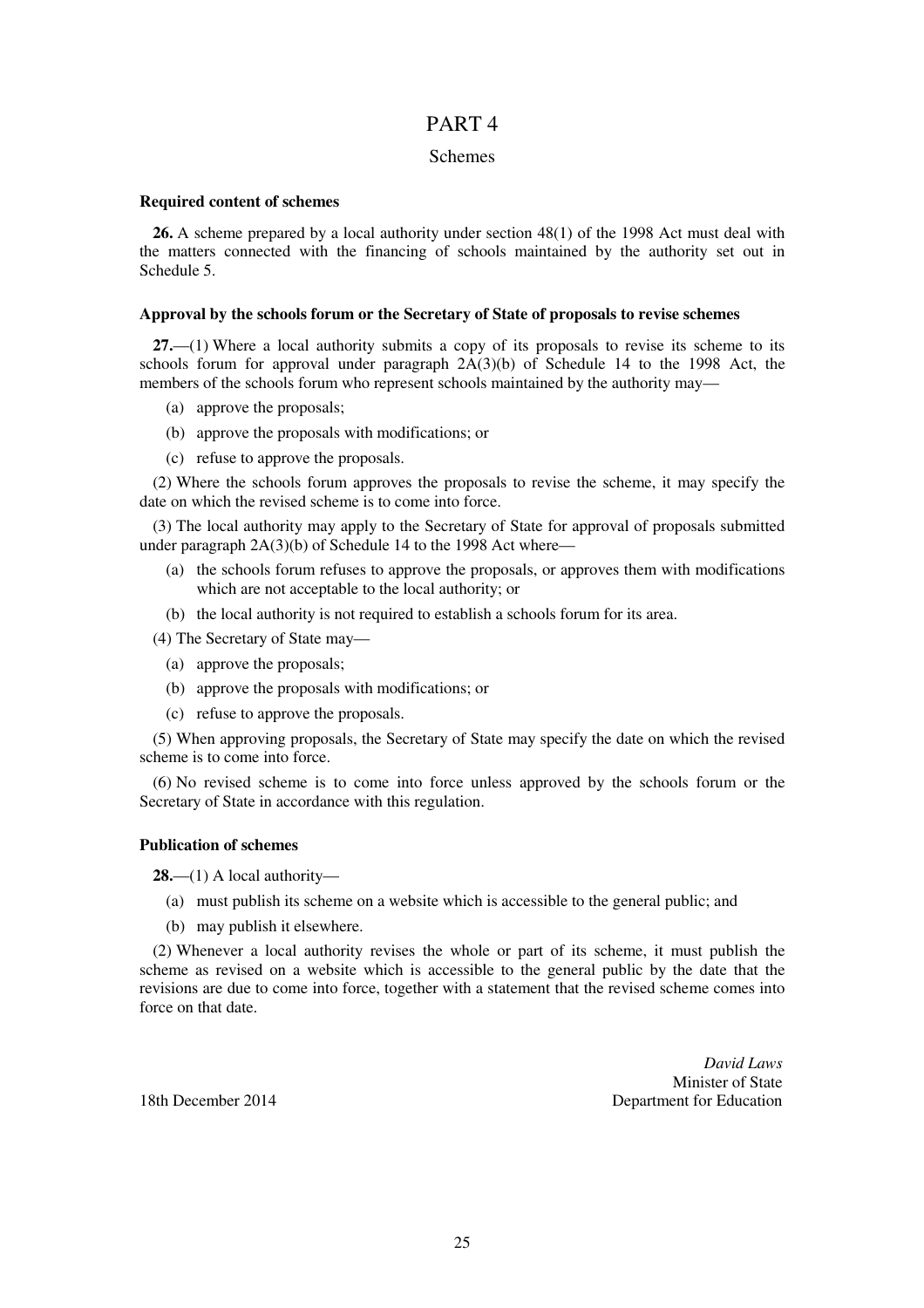# PART 4

## Schemes

### Required content of schemes

**26.** A scheme prepared by a local authority under section 48(1) of the 1998 Act must deal with the matters connected with the financing of schools maintained by the authority set out in Schedule 5.

### Approval by the schools forum or the Secretary of State of proposals to revise schemes

**27.**—(1) Where a local authority submits a copy of its proposals to revise its scheme to its schools forum for approval under paragraph 2A(3)(b) of Schedule 14 to the 1998 Act, the members of the schools forum who represent schools maintained by the authority may—

- (a) approve the proposals;
- (b) approve the proposals with modifications; or
- (c) refuse to approve the proposals.

(2) Where the schools forum approves the proposals to revise the scheme, it may specify the date on which the revised scheme is to come into force.

(3) The local authority may apply to the Secretary of State for approval of proposals submitted under paragraph 2A(3)(b) of Schedule 14 to the 1998 Act where—

- (a) the schools forum refuses to approve the proposals, or approves them with modifications which are not acceptable to the local authority; or
- (b) the local authority is not required to establish a schools forum for its area.

(4) The Secretary of State may—

- (a) approve the proposals;
- (b) approve the proposals with modifications; or
- (c) refuse to approve the proposals.

(5) When approving proposals, the Secretary of State may specify the date on which the revised scheme is to come into force.

(6) No revised scheme is to come into force unless approved by the schools forum or the Secretary of State in accordance with this regulation.

### Publication of schemes

**28.**—(1) A local authority—

- (a) must publish its scheme on a website which is accessible to the general public; and
- (b) may publish it elsewhere.

(2) Whenever a local authority revises the whole or part of its scheme, it must publish the scheme as revised on a website which is accessible to the general public by the date that the revisions are due to come into force, together with a statement that the revised scheme comes into force on that date.

*David Laws*
Minister of State
Department for Education

18th December 2014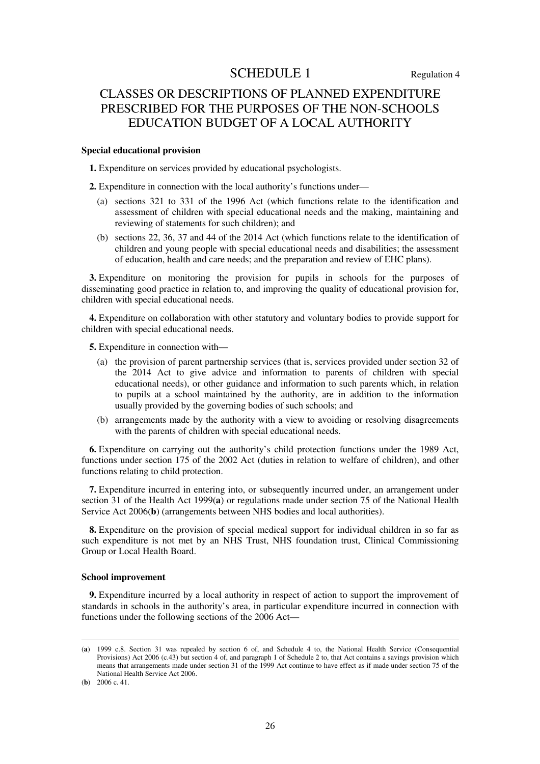# SCHEDULE 1

Regulation 4

## CLASSES OR DESCRIPTIONS OF PLANNED EXPENDITURE PRESCRIBED FOR THE PURPOSES OF THE NON-SCHOOLS EDUCATION BUDGET OF A LOCAL AUTHORITY

### Special educational provision

**1.** Expenditure on services provided by educational psychologists.

**2.** Expenditure in connection with the local authority's functions under—

(a) sections 321 to 331 of the 1996 Act (which functions relate to the identification and assessment of children with special educational needs and the making, maintaining and reviewing of statements for such children); and

(b) sections 22, 36, 37 and 44 of the 2014 Act (which functions relate to the identification of children and young people with special educational needs and disabilities; the assessment of education, health and care needs; and the preparation and review of EHC plans).

**3.** Expenditure on monitoring the provision for pupils in schools for the purposes of disseminating good practice in relation to, and improving the quality of educational provision for, children with special educational needs.

**4.** Expenditure on collaboration with other statutory and voluntary bodies to provide support for children with special educational needs.

**5.** Expenditure in connection with—

(a) the provision of parent partnership services (that is, services provided under section 32 of the 2014 Act to give advice and information to parents of children with special educational needs), or other guidance and information to such parents which, in relation to pupils at a school maintained by the authority, are in addition to the information usually provided by the governing bodies of such schools; and

(b) arrangements made by the authority with a view to avoiding or resolving disagreements with the parents of children with special educational needs.

**6.** Expenditure on carrying out the authority's child protection functions under the 1989 Act, functions under section 175 of the 2002 Act (duties in relation to welfare of children), and other functions relating to child protection.

**7.** Expenditure incurred in entering into, or subsequently incurred under, an arrangement under section 31 of the Health Act 1999(**a**) or regulations made under section 75 of the National Health Service Act 2006(**b**) (arrangements between NHS bodies and local authorities).

**8.** Expenditure on the provision of special medical support for individual children in so far as such expenditure is not met by an NHS Trust, NHS foundation trust, Clinical Commissioning Group or Local Health Board.

### School improvement

**9.** Expenditure incurred by a local authority in respect of action to support the improvement of standards in schools in the authority's area, in particular expenditure incurred in connection with functions under the following sections of the 2006 Act—

---

(**a**) 1999 c.8. Section 31 was repealed by section 6 of, and Schedule 4 to, the National Health Service (Consequential Provisions) Act 2006 (c.43) but section 4 of, and paragraph 1 of Schedule 2 to, that Act contains a savings provision which means that arrangements made under section 31 of the 1999 Act continue to have effect as if made under section 75 of the National Health Service Act 2006.

(**b**) 2006 c. 41.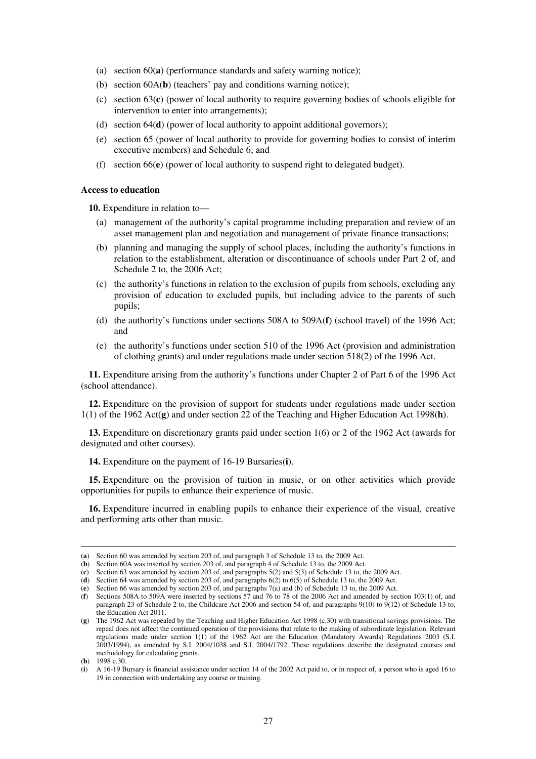(a) section 60(**a**) (performance standards and safety warning notice);

(b) section 60A(**b**) (teachers' pay and conditions warning notice);

(c) section 63(**c**) (power of local authority to require governing bodies of schools eligible for intervention to enter into arrangements);

(d) section 64(**d**) (power of local authority to appoint additional governors);

(e) section 65 (power of local authority to provide for governing bodies to consist of interim executive members) and Schedule 6; and

(f) section 66(**e**) (power of local authority to suspend right to delegated budget).

**Access to education**

**10.** Expenditure in relation to—

(a) management of the authority's capital programme including preparation and review of an asset management plan and negotiation and management of private finance transactions;

(b) planning and managing the supply of school places, including the authority's functions in relation to the establishment, alteration or discontinuance of schools under Part 2 of, and Schedule 2 to, the 2006 Act;

(c) the authority's functions in relation to the exclusion of pupils from schools, excluding any provision of education to excluded pupils, but including advice to the parents of such pupils;

(d) the authority's functions under sections 508A to 509A(**f**) (school travel) of the 1996 Act; and

(e) the authority's functions under section 510 of the 1996 Act (provision and administration of clothing grants) and under regulations made under section 518(2) of the 1996 Act.

**11.** Expenditure arising from the authority's functions under Chapter 2 of Part 6 of the 1996 Act (school attendance).

**12.** Expenditure on the provision of support for students under regulations made under section 1(1) of the 1962 Act(**g**) and under section 22 of the Teaching and Higher Education Act 1998(**h**).

**13.** Expenditure on discretionary grants paid under section 1(6) or 2 of the 1962 Act (awards for designated and other courses).

**14.** Expenditure on the payment of 16-19 Bursaries(**i**).

**15.** Expenditure on the provision of tuition in music, or on other activities which provide opportunities for pupils to enhance their experience of music.

**16.** Expenditure incurred in enabling pupils to enhance their experience of the visual, creative and performing arts other than music.

---

(**a**) Section 60 was amended by section 203 of, and paragraph 3 of Schedule 13 to, the 2009 Act.

(**b**) Section 60A was inserted by section 203 of, and paragraph 4 of Schedule 13 to, the 2009 Act.

(**c**) Section 63 was amended by section 203 of, and paragraphs 5(2) and 5(3) of Schedule 13 to, the 2009 Act.

(**d**) Section 64 was amended by section 203 of, and paragraphs 6(2) to 6(5) of Schedule 13 to, the 2009 Act.

(**e**) Section 66 was amended by section 203 of, and paragraphs 7(a) and (b) of Schedule 13 to, the 2009 Act.

(**f**) Sections 508A to 509A were inserted by sections 57 and 76 to 78 of the 2006 Act and amended by section 103(1) of, and paragraph 23 of Schedule 2 to, the Childcare Act 2006 and section 54 of, and paragraphs 9(10) to 9(12) of Schedule 13 to, the Education Act 2011.

(**g**) The 1962 Act was repealed by the Teaching and Higher Education Act 1998 (c.30) with transitional savings provisions. The repeal does not affect the continued operation of the provisions that relate to the making of subordinate legislation. Relevant regulations made under section 1(1) of the 1962 Act are the Education (Mandatory Awards) Regulations 2003 (S.I. 2003/1994), as amended by S.I. 2004/1038 and S.I. 2004/1792. These regulations describe the designated courses and methodology for calculating grants.

(**h**) 1998 c.30.

(**i**) A 16-19 Bursary is financial assistance under section 14 of the 2002 Act paid to, or in respect of, a person who is aged 16 to 19 in connection with undertaking any course or training.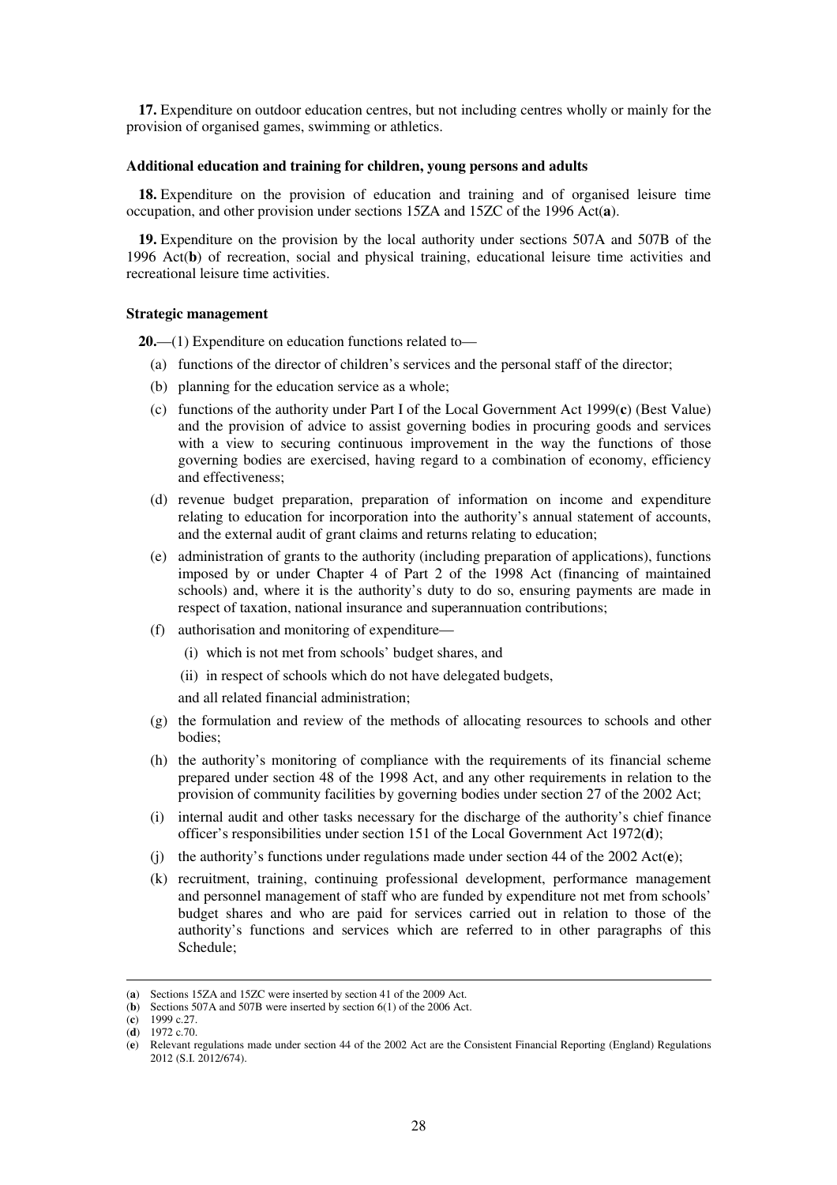**17.** Expenditure on outdoor education centres, but not including centres wholly or mainly for the provision of organised games, swimming or athletics.

**Additional education and training for children, young persons and adults**

**18.** Expenditure on the provision of education and training and of organised leisure time occupation, and other provision under sections 15ZA and 15ZC of the 1996 Act(**a**).

**19.** Expenditure on the provision by the local authority under sections 507A and 507B of the 1996 Act(**b**) of recreation, social and physical training, educational leisure time activities and recreational leisure time activities.

**Strategic management**

**20.**—(1) Expenditure on education functions related to—

(a) functions of the director of children's services and the personal staff of the director;

(b) planning for the education service as a whole;

(c) functions of the authority under Part I of the Local Government Act 1999(**c**) (Best Value) and the provision of advice to assist governing bodies in procuring goods and services with a view to securing continuous improvement in the way the functions of those governing bodies are exercised, having regard to a combination of economy, efficiency and effectiveness;

(d) revenue budget preparation, preparation of information on income and expenditure relating to education for incorporation into the authority's annual statement of accounts, and the external audit of grant claims and returns relating to education;

(e) administration of grants to the authority (including preparation of applications), functions imposed by or under Chapter 4 of Part 2 of the 1998 Act (financing of maintained schools) and, where it is the authority's duty to do so, ensuring payments are made in respect of taxation, national insurance and superannuation contributions;

(f) authorisation and monitoring of expenditure—

(i) which is not met from schools' budget shares, and

(ii) in respect of schools which do not have delegated budgets,

and all related financial administration;

(g) the formulation and review of the methods of allocating resources to schools and other bodies;

(h) the authority's monitoring of compliance with the requirements of its financial scheme prepared under section 48 of the 1998 Act, and any other requirements in relation to the provision of community facilities by governing bodies under section 27 of the 2002 Act;

(i) internal audit and other tasks necessary for the discharge of the authority's chief finance officer's responsibilities under section 151 of the Local Government Act 1972(**d**);

(j) the authority's functions under regulations made under section 44 of the 2002 Act(**e**);

(k) recruitment, training, continuing professional development, performance management and personnel management of staff who are funded by expenditure not met from schools' budget shares and who are paid for services carried out in relation to those of the authority's functions and services which are referred to in other paragraphs of this Schedule;

---

(**a**) Sections 15ZA and 15ZC were inserted by section 41 of the 2009 Act.
(**b**) Sections 507A and 507B were inserted by section 6(1) of the 2006 Act.
(**c**) 1999 c.27.
(**d**) 1972 c.70.
(**e**) Relevant regulations made under section 44 of the 2002 Act are the Consistent Financial Reporting (England) Regulations 2012 (S.I. 2012/674).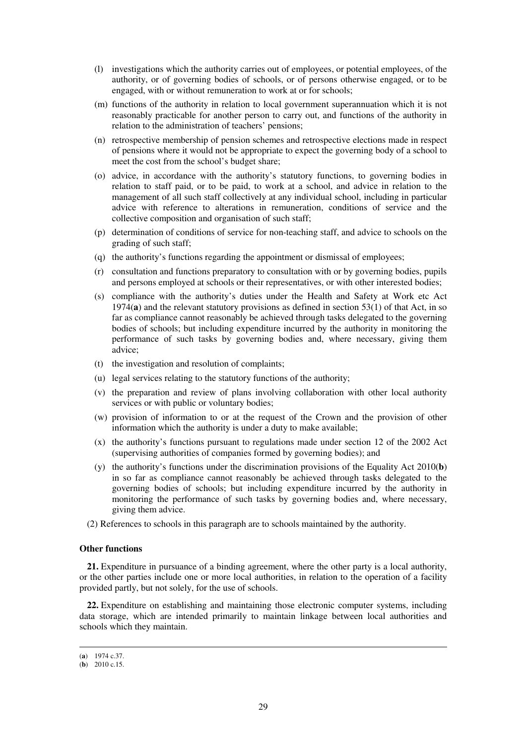(l) investigations which the authority carries out of employees, or potential employees, of the authority, or of governing bodies of schools, or of persons otherwise engaged, or to be engaged, with or without remuneration to work at or for schools;

(m) functions of the authority in relation to local government superannuation which it is not reasonably practicable for another person to carry out, and functions of the authority in relation to the administration of teachers' pensions;

(n) retrospective membership of pension schemes and retrospective elections made in respect of pensions where it would not be appropriate to expect the governing body of a school to meet the cost from the school's budget share;

(o) advice, in accordance with the authority's statutory functions, to governing bodies in relation to staff paid, or to be paid, to work at a school, and advice in relation to the management of all such staff collectively at any individual school, including in particular advice with reference to alterations in remuneration, conditions of service and the collective composition and organisation of such staff;

(p) determination of conditions of service for non-teaching staff, and advice to schools on the grading of such staff;

(q) the authority's functions regarding the appointment or dismissal of employees;

(r) consultation and functions preparatory to consultation with or by governing bodies, pupils and persons employed at schools or their representatives, or with other interested bodies;

(s) compliance with the authority's duties under the Health and Safety at Work etc Act 1974(**a**) and the relevant statutory provisions as defined in section 53(1) of that Act, in so far as compliance cannot reasonably be achieved through tasks delegated to the governing bodies of schools; but including expenditure incurred by the authority in monitoring the performance of such tasks by governing bodies and, where necessary, giving them advice;

(t) the investigation and resolution of complaints;

(u) legal services relating to the statutory functions of the authority;

(v) the preparation and review of plans involving collaboration with other local authority services or with public or voluntary bodies;

(w) provision of information to or at the request of the Crown and the provision of other information which the authority is under a duty to make available;

(x) the authority's functions pursuant to regulations made under section 12 of the 2002 Act (supervising authorities of companies formed by governing bodies); and

(y) the authority's functions under the discrimination provisions of the Equality Act 2010(**b**) in so far as compliance cannot reasonably be achieved through tasks delegated to the governing bodies of schools; but including expenditure incurred by the authority in monitoring the performance of such tasks by governing bodies and, where necessary, giving them advice.

(2) References to schools in this paragraph are to schools maintained by the authority.

**Other functions**

**21.** Expenditure in pursuance of a binding agreement, where the other party is a local authority, or the other parties include one or more local authorities, in relation to the operation of a facility provided partly, but not solely, for the use of schools.

**22.** Expenditure on establishing and maintaining those electronic computer systems, including data storage, which are intended primarily to maintain linkage between local authorities and schools which they maintain.

---

(**a**) 1974 c.37.
(**b**) 2010 c.15.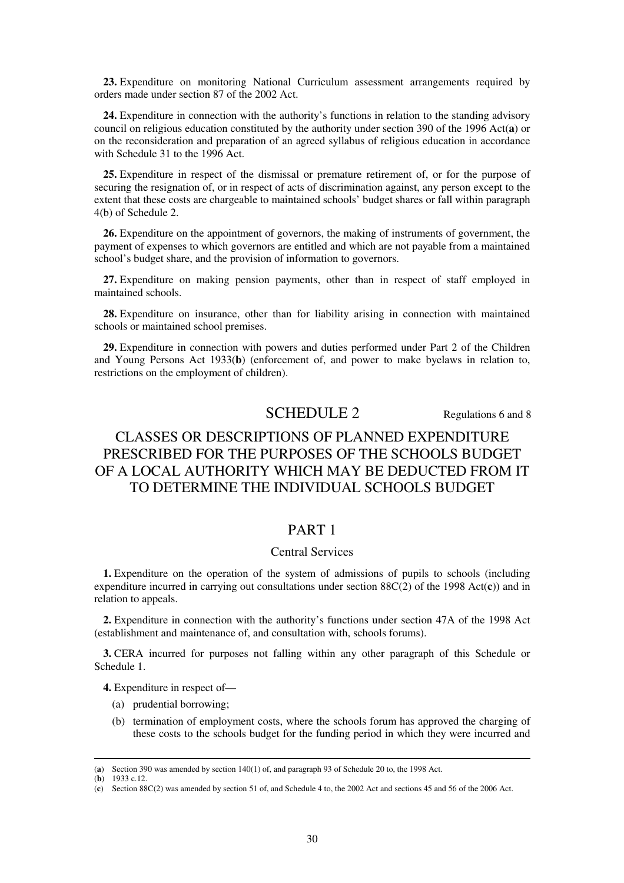**23.** Expenditure on monitoring National Curriculum assessment arrangements required by orders made under section 87 of the 2002 Act.

**24.** Expenditure in connection with the authority's functions in relation to the standing advisory council on religious education constituted by the authority under section 390 of the 1996 Act(**a**) or on the reconsideration and preparation of an agreed syllabus of religious education in accordance with Schedule 31 to the 1996 Act.

**25.** Expenditure in respect of the dismissal or premature retirement of, or for the purpose of securing the resignation of, or in respect of acts of discrimination against, any person except to the extent that these costs are chargeable to maintained schools' budget shares or fall within paragraph 4(b) of Schedule 2.

**26.** Expenditure on the appointment of governors, the making of instruments of government, the payment of expenses to which governors are entitled and which are not payable from a maintained school's budget share, and the provision of information to governors.

**27.** Expenditure on making pension payments, other than in respect of staff employed in maintained schools.

**28.** Expenditure on insurance, other than for liability arising in connection with maintained schools or maintained school premises.

**29.** Expenditure in connection with powers and duties performed under Part 2 of the Children and Young Persons Act 1933(**b**) (enforcement of, and power to make byelaws in relation to, restrictions on the employment of children).

# SCHEDULE 2

Regulations 6 and 8

# CLASSES OR DESCRIPTIONS OF PLANNED EXPENDITURE PRESCRIBED FOR THE PURPOSES OF THE SCHOOLS BUDGET OF A LOCAL AUTHORITY WHICH MAY BE DEDUCTED FROM IT TO DETERMINE THE INDIVIDUAL SCHOOLS BUDGET

## PART 1

### Central Services

**1.** Expenditure on the operation of the system of admissions of pupils to schools (including expenditure incurred in carrying out consultations under section 88C(2) of the 1998 Act(**c**)) and in relation to appeals.

**2.** Expenditure in connection with the authority's functions under section 47A of the 1998 Act (establishment and maintenance of, and consultation with, schools forums).

**3.** CERA incurred for purposes not falling within any other paragraph of this Schedule or Schedule 1.

**4.** Expenditure in respect of—

- (a) prudential borrowing;
- (b) termination of employment costs, where the schools forum has approved the charging of these costs to the schools budget for the funding period in which they were incurred and

---

(**a**) Section 390 was amended by section 140(1) of, and paragraph 93 of Schedule 20 to, the 1998 Act.

(**b**) 1933 c.12.

(**c**) Section 88C(2) was amended by section 51 of, and Schedule 4 to, the 2002 Act and sections 45 and 56 of the 2006 Act.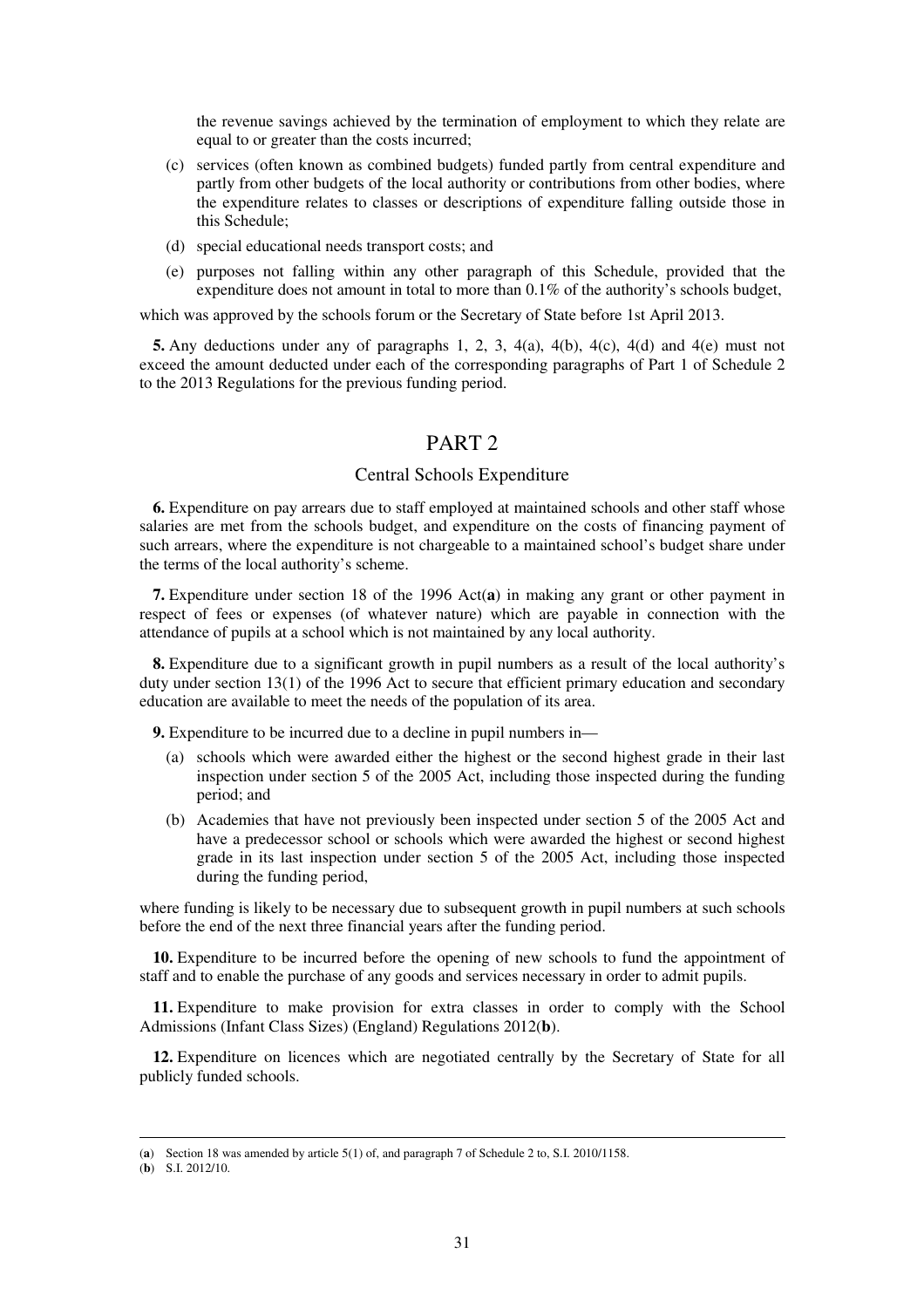the revenue savings achieved by the termination of employment to which they relate are equal to or greater than the costs incurred;

(c) services (often known as combined budgets) funded partly from central expenditure and partly from other budgets of the local authority or contributions from other bodies, where the expenditure relates to classes or descriptions of expenditure falling outside those in this Schedule;

(d) special educational needs transport costs; and

(e) purposes not falling within any other paragraph of this Schedule, provided that the expenditure does not amount in total to more than 0.1% of the authority's schools budget,

which was approved by the schools forum or the Secretary of State before 1st April 2013.

**5.** Any deductions under any of paragraphs 1, 2, 3, 4(a), 4(b), 4(c), 4(d) and 4(e) must not exceed the amount deducted under each of the corresponding paragraphs of Part 1 of Schedule 2 to the 2013 Regulations for the previous funding period.

## PART 2

### Central Schools Expenditure

**6.** Expenditure on pay arrears due to staff employed at maintained schools and other staff whose salaries are met from the schools budget, and expenditure on the costs of financing payment of such arrears, where the expenditure is not chargeable to a maintained school's budget share under the terms of the local authority's scheme.

**7.** Expenditure under section 18 of the 1996 Act(**a**) in making any grant or other payment in respect of fees or expenses (of whatever nature) which are payable in connection with the attendance of pupils at a school which is not maintained by any local authority.

**8.** Expenditure due to a significant growth in pupil numbers as a result of the local authority's duty under section 13(1) of the 1996 Act to secure that efficient primary education and secondary education are available to meet the needs of the population of its area.

**9.** Expenditure to be incurred due to a decline in pupil numbers in—

(a) schools which were awarded either the highest or the second highest grade in their last inspection under section 5 of the 2005 Act, including those inspected during the funding period; and

(b) Academies that have not previously been inspected under section 5 of the 2005 Act and have a predecessor school or schools which were awarded the highest or second highest grade in its last inspection under section 5 of the 2005 Act, including those inspected during the funding period,

where funding is likely to be necessary due to subsequent growth in pupil numbers at such schools before the end of the next three financial years after the funding period.

**10.** Expenditure to be incurred before the opening of new schools to fund the appointment of staff and to enable the purchase of any goods and services necessary in order to admit pupils.

**11.** Expenditure to make provision for extra classes in order to comply with the School Admissions (Infant Class Sizes) (England) Regulations 2012(**b**).

**12.** Expenditure on licences which are negotiated centrally by the Secretary of State for all publicly funded schools.

---

(**a**) Section 18 was amended by article 5(1) of, and paragraph 7 of Schedule 2 to, S.I. 2010/1158.

(**b**) S.I. 2012/10.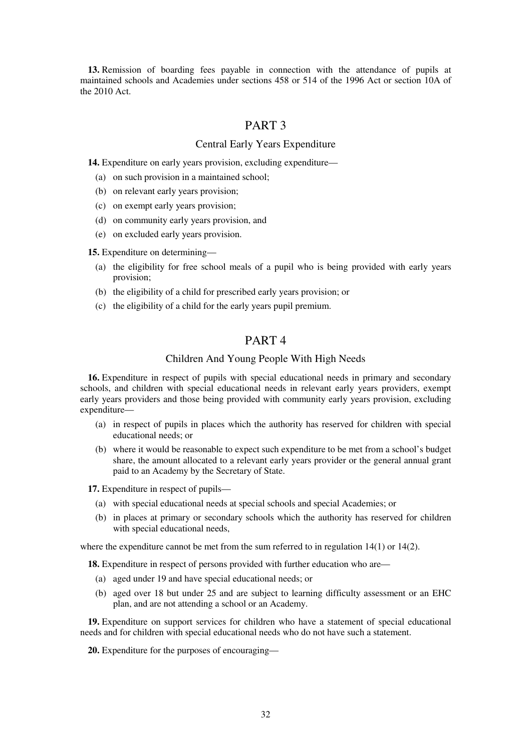**13.** Remission of boarding fees payable in connection with the attendance of pupils at maintained schools and Academies under sections 458 or 514 of the 1996 Act or section 10A of the 2010 Act.

## PART 3

### Central Early Years Expenditure

**14.** Expenditure on early years provision, excluding expenditure—

- (a) on such provision in a maintained school;
- (b) on relevant early years provision;
- (c) on exempt early years provision;
- (d) on community early years provision, and
- (e) on excluded early years provision.

**15.** Expenditure on determining—

- (a) the eligibility for free school meals of a pupil who is being provided with early years provision;
- (b) the eligibility of a child for prescribed early years provision; or
- (c) the eligibility of a child for the early years pupil premium.

## PART 4

### Children And Young People With High Needs

**16.** Expenditure in respect of pupils with special educational needs in primary and secondary schools, and children with special educational needs in relevant early years providers, exempt early years providers and those being provided with community early years provision, excluding expenditure—

- (a) in respect of pupils in places which the authority has reserved for children with special educational needs; or
- (b) where it would be reasonable to expect such expenditure to be met from a school's budget share, the amount allocated to a relevant early years provider or the general annual grant paid to an Academy by the Secretary of State.

**17.** Expenditure in respect of pupils—

- (a) with special educational needs at special schools and special Academies; or
- (b) in places at primary or secondary schools which the authority has reserved for children with special educational needs,

where the expenditure cannot be met from the sum referred to in regulation 14(1) or 14(2).

**18.** Expenditure in respect of persons provided with further education who are—

- (a) aged under 19 and have special educational needs; or
- (b) aged over 18 but under 25 and are subject to learning difficulty assessment or an EHC plan, and are not attending a school or an Academy.

**19.** Expenditure on support services for children who have a statement of special educational needs and for children with special educational needs who do not have such a statement.

**20.** Expenditure for the purposes of encouraging—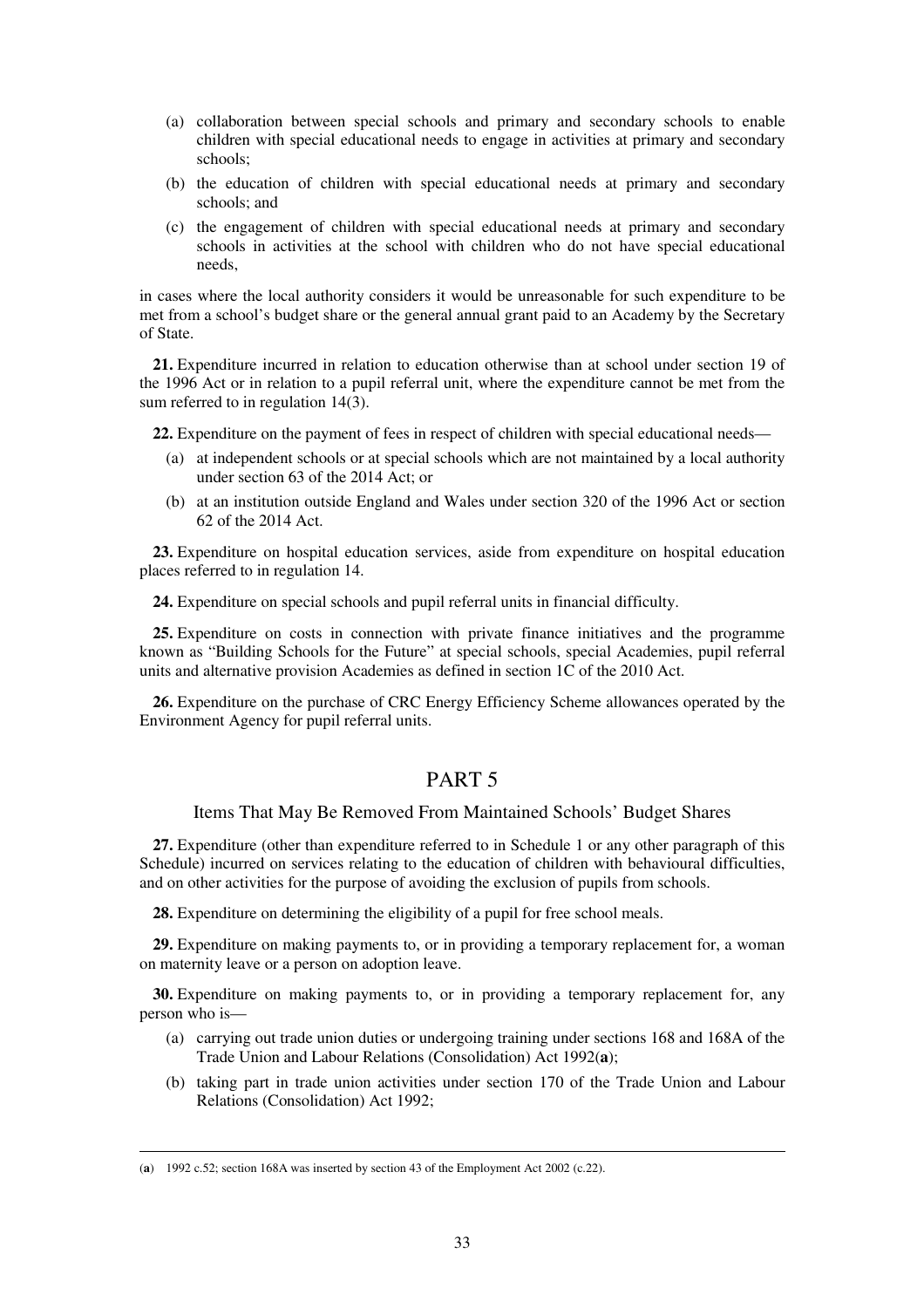(a) collaboration between special schools and primary and secondary schools to enable children with special educational needs to engage in activities at primary and secondary schools;

(b) the education of children with special educational needs at primary and secondary schools; and

(c) the engagement of children with special educational needs at primary and secondary schools in activities at the school with children who do not have special educational needs,

in cases where the local authority considers it would be unreasonable for such expenditure to be met from a school's budget share or the general annual grant paid to an Academy by the Secretary of State.

**21.** Expenditure incurred in relation to education otherwise than at school under section 19 of the 1996 Act or in relation to a pupil referral unit, where the expenditure cannot be met from the sum referred to in regulation 14(3).

**22.** Expenditure on the payment of fees in respect of children with special educational needs—

(a) at independent schools or at special schools which are not maintained by a local authority under section 63 of the 2014 Act; or

(b) at an institution outside England and Wales under section 320 of the 1996 Act or section 62 of the 2014 Act.

**23.** Expenditure on hospital education services, aside from expenditure on hospital education places referred to in regulation 14.

**24.** Expenditure on special schools and pupil referral units in financial difficulty.

**25.** Expenditure on costs in connection with private finance initiatives and the programme known as "Building Schools for the Future" at special schools, special Academies, pupil referral units and alternative provision Academies as defined in section 1C of the 2010 Act.

**26.** Expenditure on the purchase of CRC Energy Efficiency Scheme allowances operated by the Environment Agency for pupil referral units.

## PART 5

### Items That May Be Removed From Maintained Schools' Budget Shares

**27.** Expenditure (other than expenditure referred to in Schedule 1 or any other paragraph of this Schedule) incurred on services relating to the education of children with behavioural difficulties, and on other activities for the purpose of avoiding the exclusion of pupils from schools.

**28.** Expenditure on determining the eligibility of a pupil for free school meals.

**29.** Expenditure on making payments to, or in providing a temporary replacement for, a woman on maternity leave or a person on adoption leave.

**30.** Expenditure on making payments to, or in providing a temporary replacement for, any person who is—

(a) carrying out trade union duties or undergoing training under sections 168 and 168A of the Trade Union and Labour Relations (Consolidation) Act 1992(**a**);

(b) taking part in trade union activities under section 170 of the Trade Union and Labour Relations (Consolidation) Act 1992;

---

(**a**) 1992 c.52; section 168A was inserted by section 43 of the Employment Act 2002 (c.22).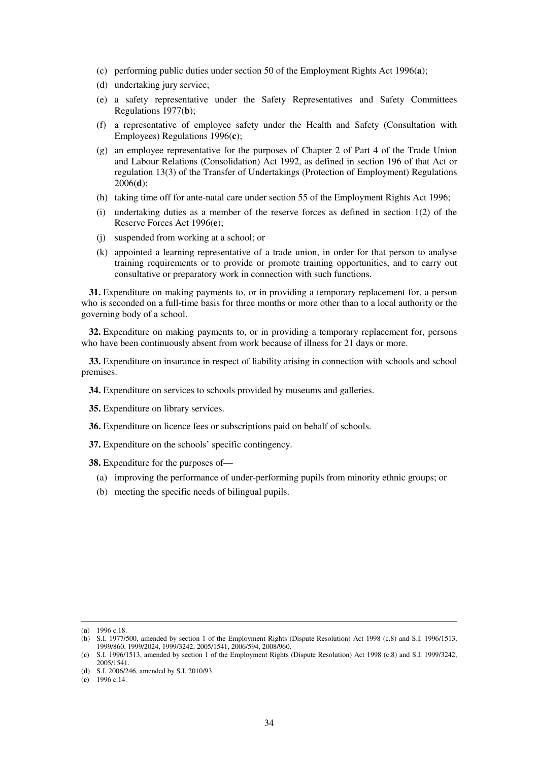(c) performing public duties under section 50 of the Employment Rights Act 1996(**a**);

(d) undertaking jury service;

(e) a safety representative under the Safety Representatives and Safety Committees Regulations 1977(**b**);

(f) a representative of employee safety under the Health and Safety (Consultation with Employees) Regulations 1996(**c**);

(g) an employee representative for the purposes of Chapter 2 of Part 4 of the Trade Union and Labour Relations (Consolidation) Act 1992, as defined in section 196 of that Act or regulation 13(3) of the Transfer of Undertakings (Protection of Employment) Regulations 2006(**d**);

(h) taking time off for ante-natal care under section 55 of the Employment Rights Act 1996;

(i) undertaking duties as a member of the reserve forces as defined in section 1(2) of the Reserve Forces Act 1996(**e**);

(j) suspended from working at a school; or

(k) appointed a learning representative of a trade union, in order for that person to analyse training requirements or to provide or promote training opportunities, and to carry out consultative or preparatory work in connection with such functions.

**31.** Expenditure on making payments to, or in providing a temporary replacement for, a person who is seconded on a full-time basis for three months or more other than to a local authority or the governing body of a school.

**32.** Expenditure on making payments to, or in providing a temporary replacement for, persons who have been continuously absent from work because of illness for 21 days or more.

**33.** Expenditure on insurance in respect of liability arising in connection with schools and school premises.

**34.** Expenditure on services to schools provided by museums and galleries.

**35.** Expenditure on library services.

**36.** Expenditure on licence fees or subscriptions paid on behalf of schools.

**37.** Expenditure on the schools' specific contingency.

**38.** Expenditure for the purposes of—

(a) improving the performance of under-performing pupils from minority ethnic groups; or

(b) meeting the specific needs of bilingual pupils.

---

(**a**) 1996 c.18.

(**b**) S.I. 1977/500, amended by section 1 of the Employment Rights (Dispute Resolution) Act 1998 (c.8) and S.I. 1996/1513, 1999/860, 1999/2024, 1999/3242, 2005/1541, 2006/594, 2008/960.

(**c**) S.I. 1996/1513, amended by section 1 of the Employment Rights (Dispute Resolution) Act 1998 (c.8) and S.I. 1999/3242, 2005/1541.

(**d**) S.I. 2006/246, amended by S.I. 2010/93.

(**e**) 1996 c.14.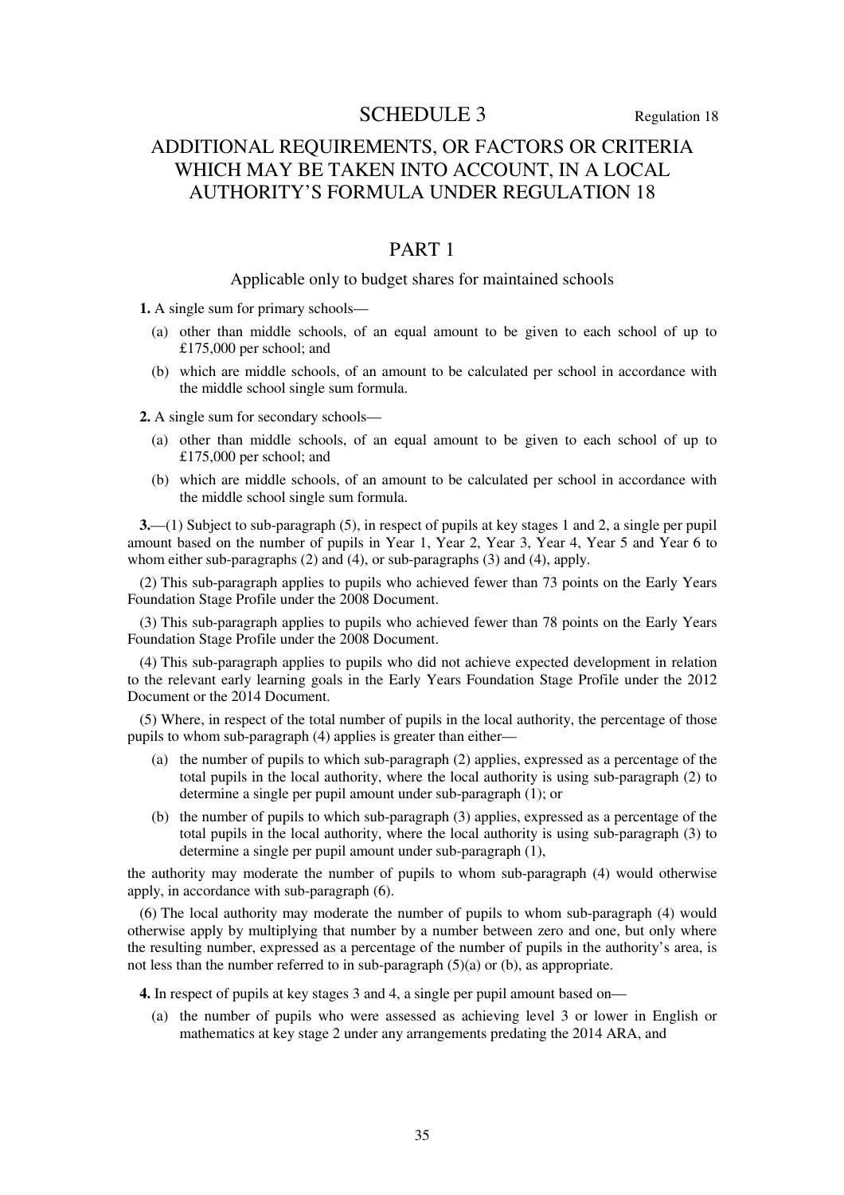# SCHEDULE 3

Regulation 18

## ADDITIONAL REQUIREMENTS, OR FACTORS OR CRITERIA WHICH MAY BE TAKEN INTO ACCOUNT, IN A LOCAL AUTHORITY'S FORMULA UNDER REGULATION 18

## PART 1

### Applicable only to budget shares for maintained schools

**1.** A single sum for primary schools—

(a) other than middle schools, of an equal amount to be given to each school of up to £175,000 per school; and

(b) which are middle schools, of an amount to be calculated per school in accordance with the middle school single sum formula.

**2.** A single sum for secondary schools—

(a) other than middle schools, of an equal amount to be given to each school of up to £175,000 per school; and

(b) which are middle schools, of an amount to be calculated per school in accordance with the middle school single sum formula.

**3.**—(1) Subject to sub-paragraph (5), in respect of pupils at key stages 1 and 2, a single per pupil amount based on the number of pupils in Year 1, Year 2, Year 3, Year 4, Year 5 and Year 6 to whom either sub-paragraphs (2) and (4), or sub-paragraphs (3) and (4), apply.

(2) This sub-paragraph applies to pupils who achieved fewer than 73 points on the Early Years Foundation Stage Profile under the 2008 Document.

(3) This sub-paragraph applies to pupils who achieved fewer than 78 points on the Early Years Foundation Stage Profile under the 2008 Document.

(4) This sub-paragraph applies to pupils who did not achieve expected development in relation to the relevant early learning goals in the Early Years Foundation Stage Profile under the 2012 Document or the 2014 Document.

(5) Where, in respect of the total number of pupils in the local authority, the percentage of those pupils to whom sub-paragraph (4) applies is greater than either—

(a) the number of pupils to which sub-paragraph (2) applies, expressed as a percentage of the total pupils in the local authority, where the local authority is using sub-paragraph (2) to determine a single per pupil amount under sub-paragraph (1); or

(b) the number of pupils to which sub-paragraph (3) applies, expressed as a percentage of the total pupils in the local authority, where the local authority is using sub-paragraph (3) to determine a single per pupil amount under sub-paragraph (1),

the authority may moderate the number of pupils to whom sub-paragraph (4) would otherwise apply, in accordance with sub-paragraph (6).

(6) The local authority may moderate the number of pupils to whom sub-paragraph (4) would otherwise apply by multiplying that number by a number between zero and one, but only where the resulting number, expressed as a percentage of the number of pupils in the authority's area, is not less than the number referred to in sub-paragraph (5)(a) or (b), as appropriate.

**4.** In respect of pupils at key stages 3 and 4, a single per pupil amount based on—

(a) the number of pupils who were assessed as achieving level 3 or lower in English or mathematics at key stage 2 under any arrangements predating the 2014 ARA, and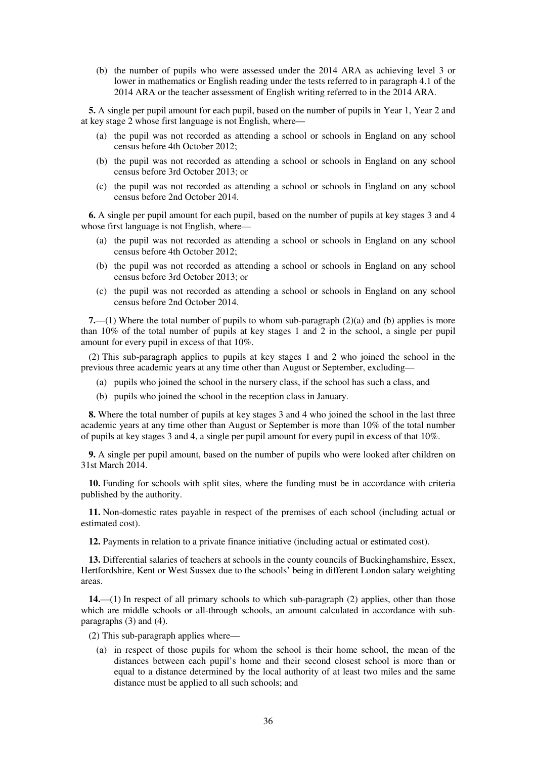(b) the number of pupils who were assessed under the 2014 ARA as achieving level 3 or lower in mathematics or English reading under the tests referred to in paragraph 4.1 of the 2014 ARA or the teacher assessment of English writing referred to in the 2014 ARA.

**5.** A single per pupil amount for each pupil, based on the number of pupils in Year 1, Year 2 and at key stage 2 whose first language is not English, where—

(a) the pupil was not recorded as attending a school or schools in England on any school census before 4th October 2012;

(b) the pupil was not recorded as attending a school or schools in England on any school census before 3rd October 2013; or

(c) the pupil was not recorded as attending a school or schools in England on any school census before 2nd October 2014.

**6.** A single per pupil amount for each pupil, based on the number of pupils at key stages 3 and 4 whose first language is not English, where—

(a) the pupil was not recorded as attending a school or schools in England on any school census before 4th October 2012;

(b) the pupil was not recorded as attending a school or schools in England on any school census before 3rd October 2013; or

(c) the pupil was not recorded as attending a school or schools in England on any school census before 2nd October 2014.

**7.**—(1) Where the total number of pupils to whom sub-paragraph (2)(a) and (b) applies is more than 10% of the total number of pupils at key stages 1 and 2 in the school, a single per pupil amount for every pupil in excess of that 10%.

(2) This sub-paragraph applies to pupils at key stages 1 and 2 who joined the school in the previous three academic years at any time other than August or September, excluding—

(a) pupils who joined the school in the nursery class, if the school has such a class, and

(b) pupils who joined the school in the reception class in January.

**8.** Where the total number of pupils at key stages 3 and 4 who joined the school in the last three academic years at any time other than August or September is more than 10% of the total number of pupils at key stages 3 and 4, a single per pupil amount for every pupil in excess of that 10%.

**9.** A single per pupil amount, based on the number of pupils who were looked after children on 31st March 2014.

**10.** Funding for schools with split sites, where the funding must be in accordance with criteria published by the authority.

**11.** Non-domestic rates payable in respect of the premises of each school (including actual or estimated cost).

**12.** Payments in relation to a private finance initiative (including actual or estimated cost).

**13.** Differential salaries of teachers at schools in the county councils of Buckinghamshire, Essex, Hertfordshire, Kent or West Sussex due to the schools' being in different London salary weighting areas.

**14.**—(1) In respect of all primary schools to which sub-paragraph (2) applies, other than those which are middle schools or all-through schools, an amount calculated in accordance with sub-paragraphs (3) and (4).

(2) This sub-paragraph applies where—

(a) in respect of those pupils for whom the school is their home school, the mean of the distances between each pupil's home and their second closest school is more than or equal to a distance determined by the local authority of at least two miles and the same distance must be applied to all such schools; and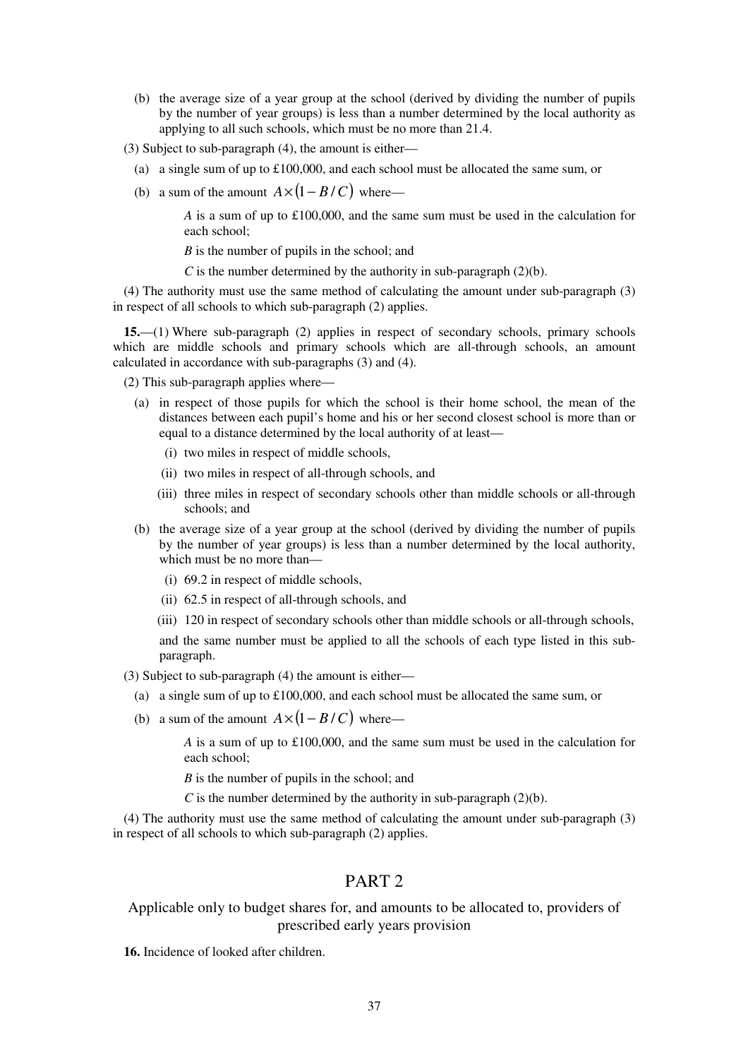(b) the average size of a year group at the school (derived by dividing the number of pupils by the number of year groups) is less than a number determined by the local authority as applying to all such schools, which must be no more than 21.4.

(3) Subject to sub-paragraph (4), the amount is either—

(a) a single sum of up to £100,000, and each school must be allocated the same sum, or

(b) a sum of the amount $A \times (1 - B/C)$ where—

$A$ is a sum of up to £100,000, and the same sum must be used in the calculation for each school;

$B$ is the number of pupils in the school; and

$C$ is the number determined by the authority in sub-paragraph (2)(b).

(4) The authority must use the same method of calculating the amount under sub-paragraph (3) in respect of all schools to which sub-paragraph (2) applies.

**15.**—(1) Where sub-paragraph (2) applies in respect of secondary schools, primary schools which are middle schools and primary schools which are all-through schools, an amount calculated in accordance with sub-paragraphs (3) and (4).

(2) This sub-paragraph applies where—

(a) in respect of those pupils for which the school is their home school, the mean of the distances between each pupil's home and his or her second closest school is more than or equal to a distance determined by the local authority of at least—

(i) two miles in respect of middle schools,

(ii) two miles in respect of all-through schools, and

(iii) three miles in respect of secondary schools other than middle schools or all-through schools; and

(b) the average size of a year group at the school (derived by dividing the number of pupils by the number of year groups) is less than a number determined by the local authority, which must be no more than—

(i) 69.2 in respect of middle schools,

(ii) 62.5 in respect of all-through schools, and

(iii) 120 in respect of secondary schools other than middle schools or all-through schools,

and the same number must be applied to all the schools of each type listed in this sub-paragraph.

(3) Subject to sub-paragraph (4) the amount is either—

(a) a single sum of up to £100,000, and each school must be allocated the same sum, or

(b) a sum of the amount $A \times (1 - B/C)$ where—

$A$ is a sum of up to £100,000, and the same sum must be used in the calculation for each school;

$B$ is the number of pupils in the school; and

$C$ is the number determined by the authority in sub-paragraph (2)(b).

(4) The authority must use the same method of calculating the amount under sub-paragraph (3) in respect of all schools to which sub-paragraph (2) applies.

## PART 2

### Applicable only to budget shares for, and amounts to be allocated to, providers of prescribed early years provision

**16.** Incidence of looked after children.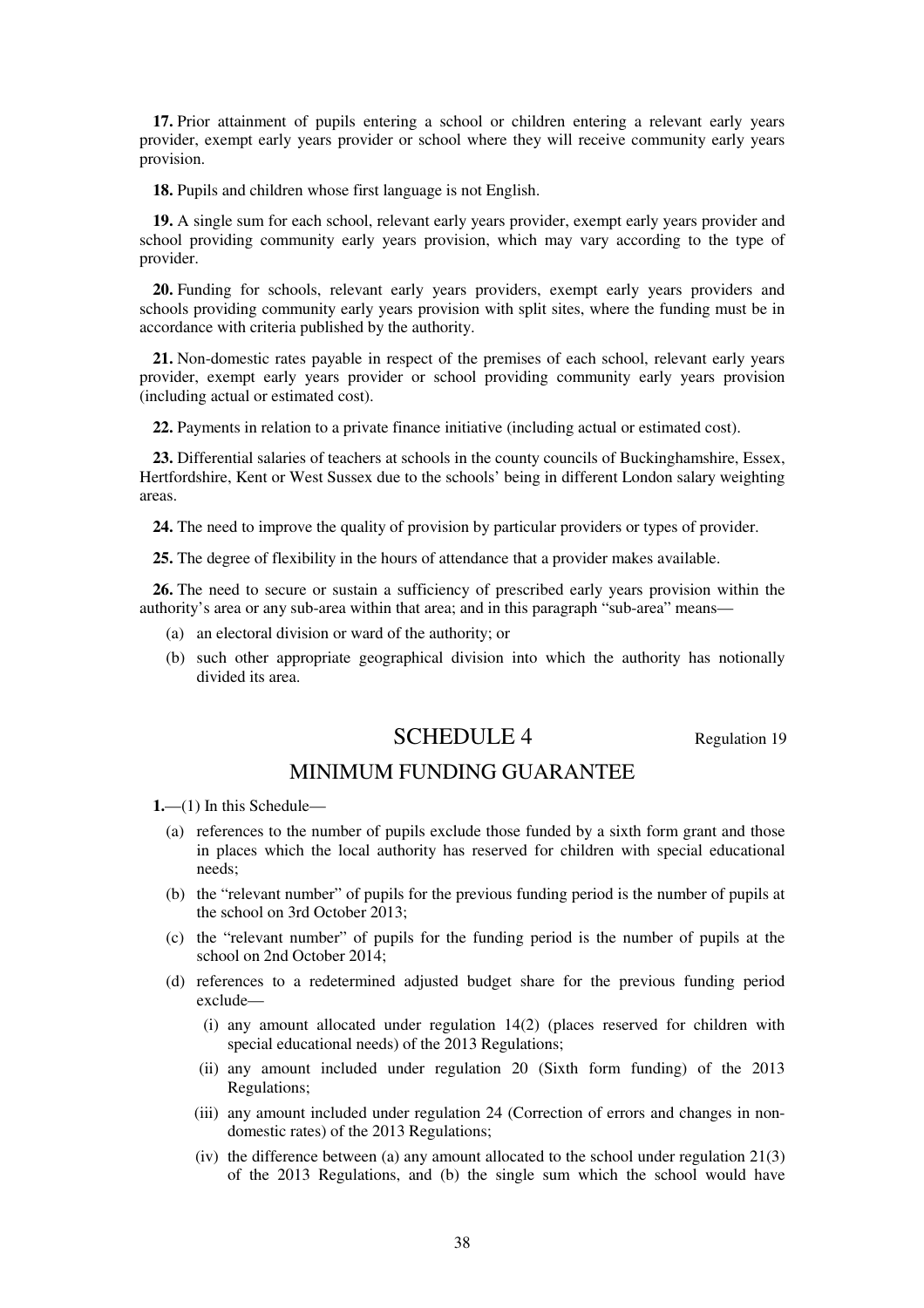**17.** Prior attainment of pupils entering a school or children entering a relevant early years provider, exempt early years provider or school where they will receive community early years provision.

**18.** Pupils and children whose first language is not English.

**19.** A single sum for each school, relevant early years provider, exempt early years provider and school providing community early years provision, which may vary according to the type of provider.

**20.** Funding for schools, relevant early years providers, exempt early years providers and schools providing community early years provision with split sites, where the funding must be in accordance with criteria published by the authority.

**21.** Non-domestic rates payable in respect of the premises of each school, relevant early years provider, exempt early years provider or school providing community early years provision (including actual or estimated cost).

**22.** Payments in relation to a private finance initiative (including actual or estimated cost).

**23.** Differential salaries of teachers at schools in the county councils of Buckinghamshire, Essex, Hertfordshire, Kent or West Sussex due to the schools' being in different London salary weighting areas.

**24.** The need to improve the quality of provision by particular providers or types of provider.

**25.** The degree of flexibility in the hours of attendance that a provider makes available.

**26.** The need to secure or sustain a sufficiency of prescribed early years provision within the authority's area or any sub-area within that area; and in this paragraph "sub-area" means—

(a) an electoral division or ward of the authority; or

(b) such other appropriate geographical division into which the authority has notionally divided its area.

## SCHEDULE 4

Regulation 19

## MINIMUM FUNDING GUARANTEE

**1.**—(1) In this Schedule—

(a) references to the number of pupils exclude those funded by a sixth form grant and those in places which the local authority has reserved for children with special educational needs;

(b) the "relevant number" of pupils for the previous funding period is the number of pupils at the school on 3rd October 2013;

(c) the "relevant number" of pupils for the funding period is the number of pupils at the school on 2nd October 2014;

(d) references to a redetermined adjusted budget share for the previous funding period exclude—

(i) any amount allocated under regulation 14(2) (places reserved for children with special educational needs) of the 2013 Regulations;

(ii) any amount included under regulation 20 (Sixth form funding) of the 2013 Regulations;

(iii) any amount included under regulation 24 (Correction of errors and changes in non-domestic rates) of the 2013 Regulations;

(iv) the difference between (a) any amount allocated to the school under regulation 21(3) of the 2013 Regulations, and (b) the single sum which the school would have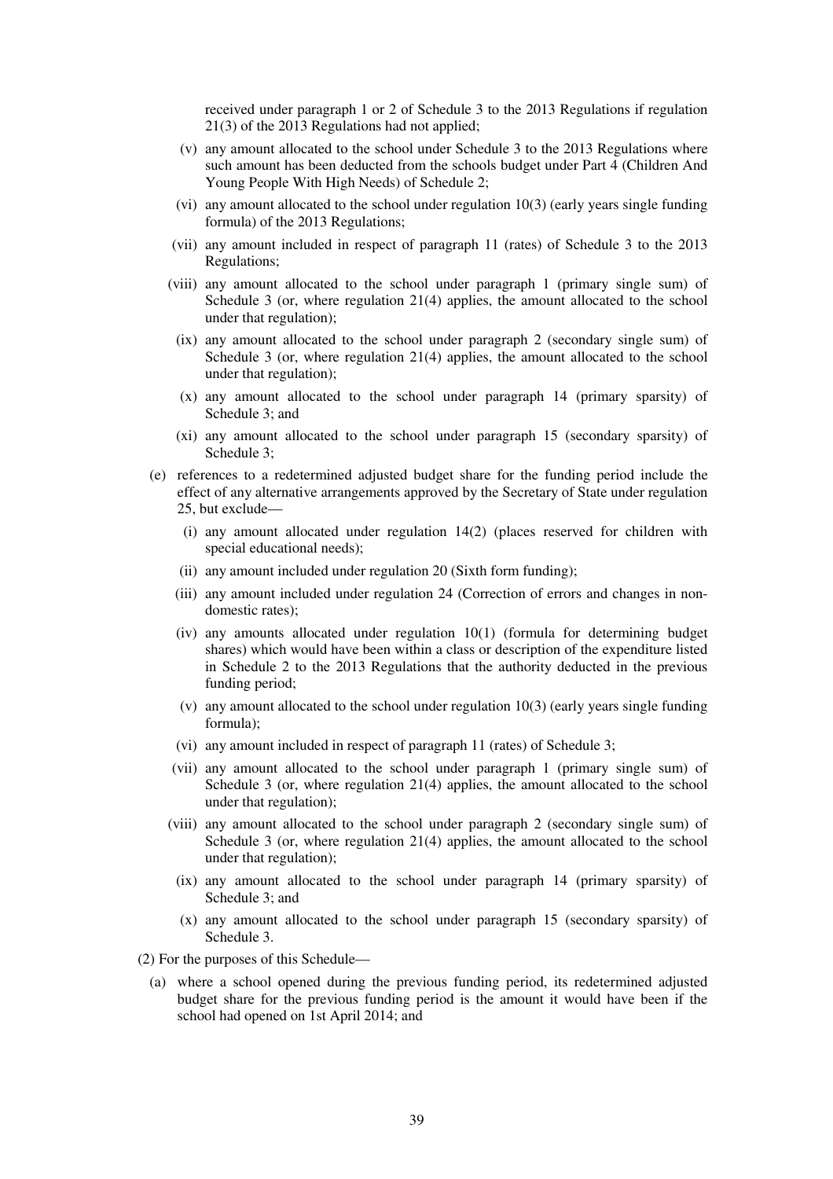received under paragraph 1 or 2 of Schedule 3 to the 2013 Regulations if regulation 21(3) of the 2013 Regulations had not applied;

(v) any amount allocated to the school under Schedule 3 to the 2013 Regulations where such amount has been deducted from the schools budget under Part 4 (Children And Young People With High Needs) of Schedule 2;

(vi) any amount allocated to the school under regulation 10(3) (early years single funding formula) of the 2013 Regulations;

(vii) any amount included in respect of paragraph 11 (rates) of Schedule 3 to the 2013 Regulations;

(viii) any amount allocated to the school under paragraph 1 (primary single sum) of Schedule 3 (or, where regulation 21(4) applies, the amount allocated to the school under that regulation);

(ix) any amount allocated to the school under paragraph 2 (secondary single sum) of Schedule 3 (or, where regulation 21(4) applies, the amount allocated to the school under that regulation);

(x) any amount allocated to the school under paragraph 14 (primary sparsity) of Schedule 3; and

(xi) any amount allocated to the school under paragraph 15 (secondary sparsity) of Schedule 3;

(e) references to a redetermined adjusted budget share for the funding period include the effect of any alternative arrangements approved by the Secretary of State under regulation 25, but exclude—

(i) any amount allocated under regulation 14(2) (places reserved for children with special educational needs);

(ii) any amount included under regulation 20 (Sixth form funding);

(iii) any amount included under regulation 24 (Correction of errors and changes in non-domestic rates);

(iv) any amounts allocated under regulation 10(1) (formula for determining budget shares) which would have been within a class or description of the expenditure listed in Schedule 2 to the 2013 Regulations that the authority deducted in the previous funding period;

(v) any amount allocated to the school under regulation 10(3) (early years single funding formula);

(vi) any amount included in respect of paragraph 11 (rates) of Schedule 3;

(vii) any amount allocated to the school under paragraph 1 (primary single sum) of Schedule 3 (or, where regulation 21(4) applies, the amount allocated to the school under that regulation);

(viii) any amount allocated to the school under paragraph 2 (secondary single sum) of Schedule 3 (or, where regulation 21(4) applies, the amount allocated to the school under that regulation);

(ix) any amount allocated to the school under paragraph 14 (primary sparsity) of Schedule 3; and

(x) any amount allocated to the school under paragraph 15 (secondary sparsity) of Schedule 3.

(2) For the purposes of this Schedule—

(a) where a school opened during the previous funding period, its redetermined adjusted budget share for the previous funding period is the amount it would have been if the school had opened on 1st April 2014; and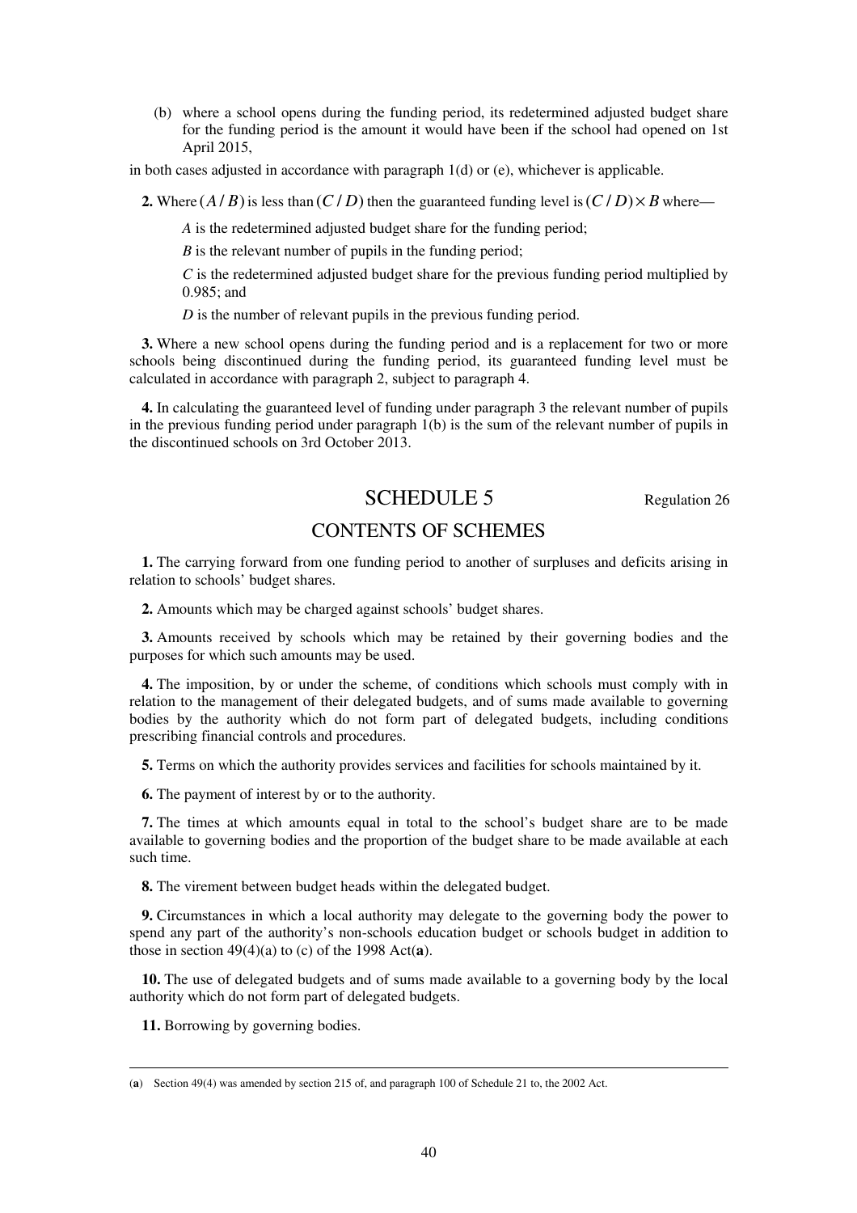(b) where a school opens during the funding period, its redetermined adjusted budget share for the funding period is the amount it would have been if the school had opened on 1st April 2015,

in both cases adjusted in accordance with paragraph 1(d) or (e), whichever is applicable.

**2.** Where $(A / B)$ is less than $(C / D)$ then the guaranteed funding level is $(C / D) \times B$ where—

*A* is the redetermined adjusted budget share for the funding period;

*B* is the relevant number of pupils in the funding period;

*C* is the redetermined adjusted budget share for the previous funding period multiplied by 0.985; and

*D* is the number of relevant pupils in the previous funding period.

**3.** Where a new school opens during the funding period and is a replacement for two or more schools being discontinued during the funding period, its guaranteed funding level must be calculated in accordance with paragraph 2, subject to paragraph 4.

**4.** In calculating the guaranteed level of funding under paragraph 3 the relevant number of pupils in the previous funding period under paragraph 1(b) is the sum of the relevant number of pupils in the discontinued schools on 3rd October 2013.

# SCHEDULE 5

Regulation 26

## CONTENTS OF SCHEMES

**1.** The carrying forward from one funding period to another of surpluses and deficits arising in relation to schools' budget shares.

**2.** Amounts which may be charged against schools' budget shares.

**3.** Amounts received by schools which may be retained by their governing bodies and the purposes for which such amounts may be used.

**4.** The imposition, by or under the scheme, of conditions which schools must comply with in relation to the management of their delegated budgets, and of sums made available to governing bodies by the authority which do not form part of delegated budgets, including conditions prescribing financial controls and procedures.

**5.** Terms on which the authority provides services and facilities for schools maintained by it.

**6.** The payment of interest by or to the authority.

**7.** The times at which amounts equal in total to the school's budget share are to be made available to governing bodies and the proportion of the budget share to be made available at each such time.

**8.** The virement between budget heads within the delegated budget.

**9.** Circumstances in which a local authority may delegate to the governing body the power to spend any part of the authority's non-schools education budget or schools budget in addition to those in section 49(4)(a) to (c) of the 1998 Act(**a**).

**10.** The use of delegated budgets and of sums made available to a governing body by the local authority which do not form part of delegated budgets.

**11.** Borrowing by governing bodies.

---

(**a**) Section 49(4) was amended by section 215 of, and paragraph 100 of Schedule 21 to, the 2002 Act.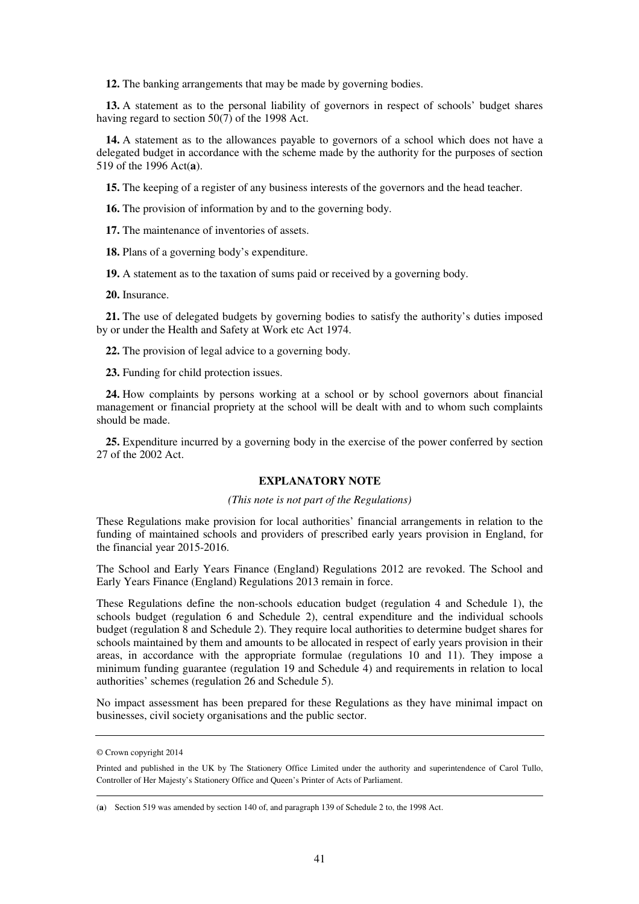**12.** The banking arrangements that may be made by governing bodies.

**13.** A statement as to the personal liability of governors in respect of schools' budget shares having regard to section 50(7) of the 1998 Act.

**14.** A statement as to the allowances payable to governors of a school which does not have a delegated budget in accordance with the scheme made by the authority for the purposes of section 519 of the 1996 Act(**a**).

**15.** The keeping of a register of any business interests of the governors and the head teacher.

**16.** The provision of information by and to the governing body.

**17.** The maintenance of inventories of assets.

**18.** Plans of a governing body's expenditure.

**19.** A statement as to the taxation of sums paid or received by a governing body.

**20.** Insurance.

**21.** The use of delegated budgets by governing bodies to satisfy the authority's duties imposed by or under the Health and Safety at Work etc Act 1974.

**22.** The provision of legal advice to a governing body.

**23.** Funding for child protection issues.

**24.** How complaints by persons working at a school or by school governors about financial management or financial propriety at the school will be dealt with and to whom such complaints should be made.

**25.** Expenditure incurred by a governing body in the exercise of the power conferred by section 27 of the 2002 Act.

## EXPLANATORY NOTE

*(This note is not part of the Regulations)*

These Regulations make provision for local authorities' financial arrangements in relation to the funding of maintained schools and providers of prescribed early years provision in England, for the financial year 2015-2016.

The School and Early Years Finance (England) Regulations 2012 are revoked. The School and Early Years Finance (England) Regulations 2013 remain in force.

These Regulations define the non-schools education budget (regulation 4 and Schedule 1), the schools budget (regulation 6 and Schedule 2), central expenditure and the individual schools budget (regulation 8 and Schedule 2). They require local authorities to determine budget shares for schools maintained by them and amounts to be allocated in respect of early years provision in their areas, in accordance with the appropriate formulae (regulations 10 and 11). They impose a minimum funding guarantee (regulation 19 and Schedule 4) and requirements in relation to local authorities' schemes (regulation 26 and Schedule 5).

No impact assessment has been prepared for these Regulations as they have minimal impact on businesses, civil society organisations and the public sector.

---

© Crown copyright 2014

Printed and published in the UK by The Stationery Office Limited under the authority and superintendence of Carol Tullo, Controller of Her Majesty's Stationery Office and Queen's Printer of Acts of Parliament.

---

(**a**) Section 519 was amended by section 140 of, and paragraph 139 of Schedule 2 to, the 1998 Act.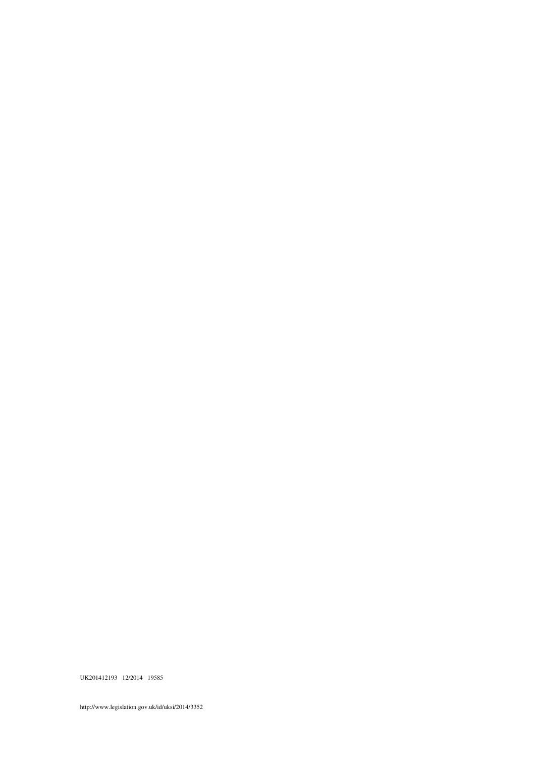UK201412193 12/2014 19585

http://www.legislation.gov.uk/id/uksi/2014/3352